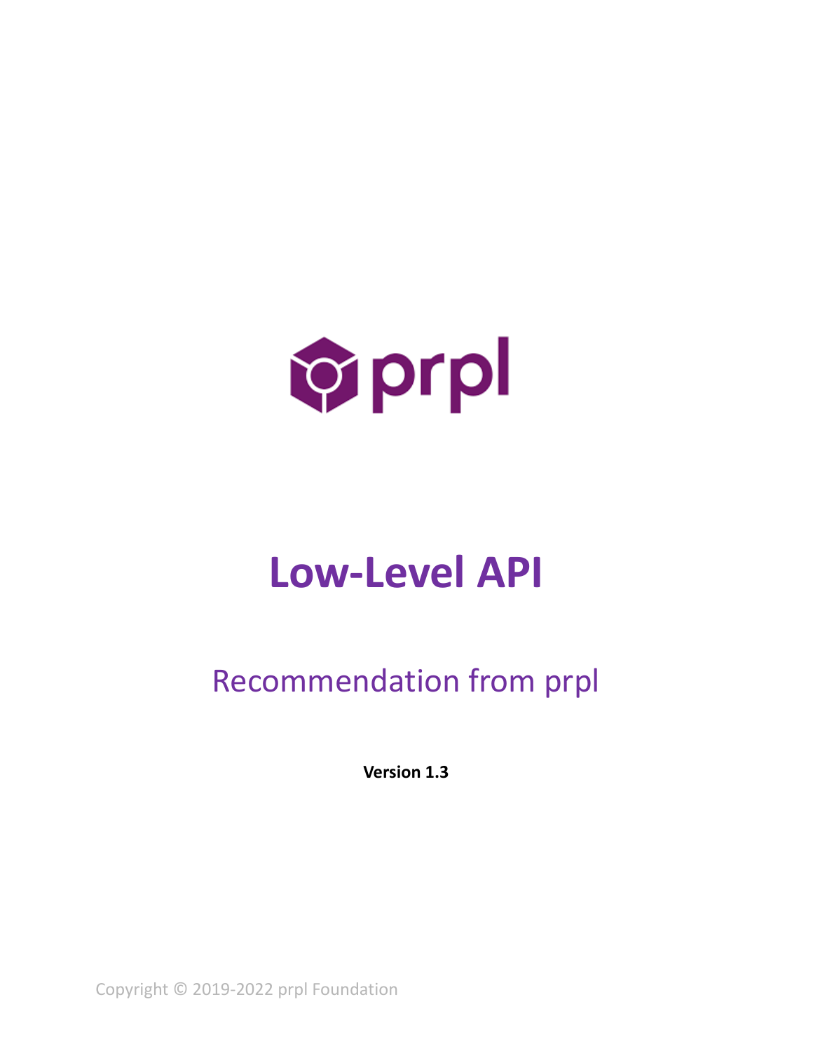prpl

# Low-Level API

## Recommendation from prpl

**Version 1.3**

Copyright © 2019-2022 prpl Foundation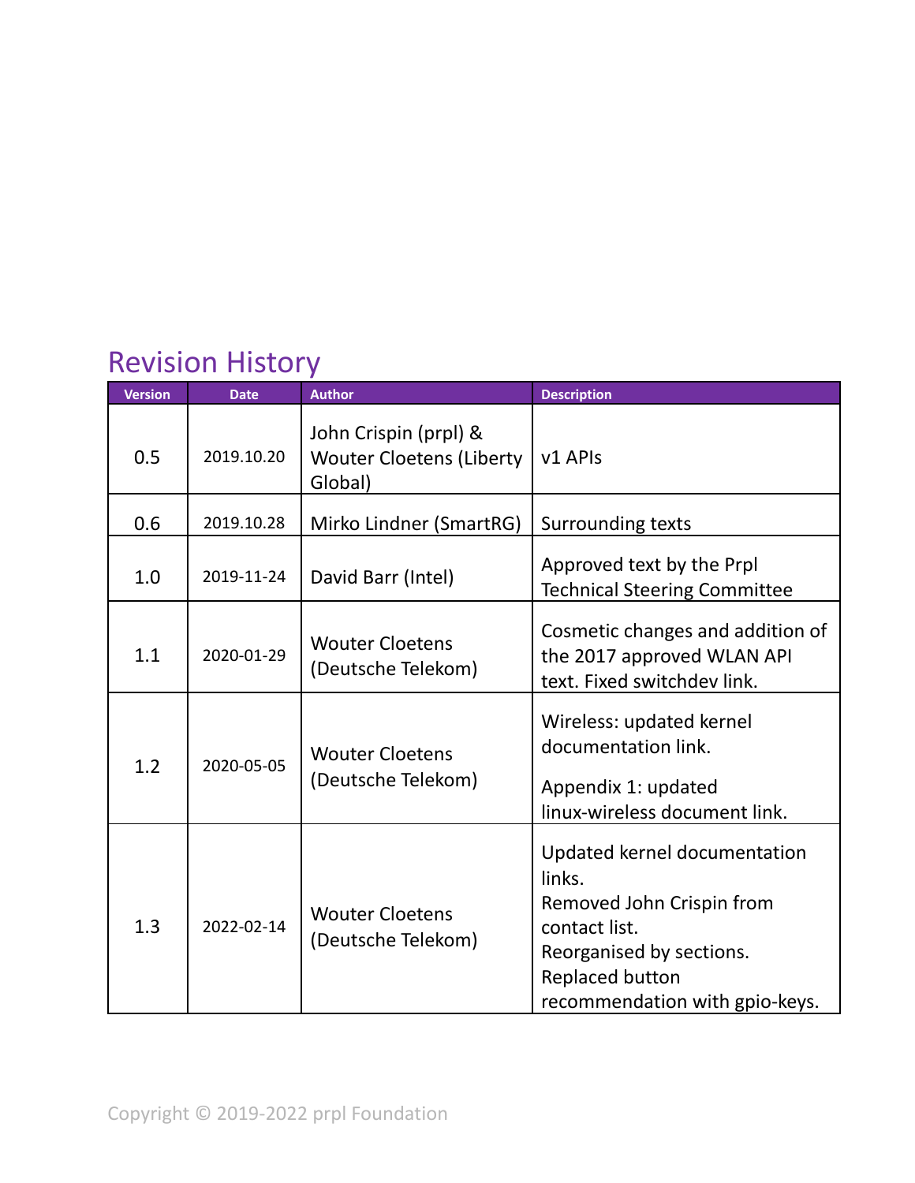## Revision History

| Version | Date | Author | Description |
|---|---|---|---|
| 0.5 | 2019.10.20 | John Crispin (prpl) & Wouter Cloetens (Liberty Global) | v1 APIs |
| 0.6 | 2019.10.28 | Mirko Lindner (SmartRG) | Surrounding texts |
| 1.0 | 2019-11-24 | David Barr (Intel) | Approved text by the Prpl Technical Steering Committee |
| 1.1 | 2020-01-29 | Wouter Cloetens (Deutsche Telekom) | Cosmetic changes and addition of the 2017 approved WLAN API text. Fixed switchdev link. |
| 1.2 | 2020-05-05 | Wouter Cloetens (Deutsche Telekom) | Wireless: updated kernel documentation link. Appendix 1: updated linux-wireless document link. |
| 1.3 | 2022-02-14 | Wouter Cloetens (Deutsche Telekom) | Updated kernel documentation links. Removed John Crispin from contact list. Reorganised by sections. Replaced button recommendation with gpio-keys. |

Copyright © 2019-2022 prpl Foundation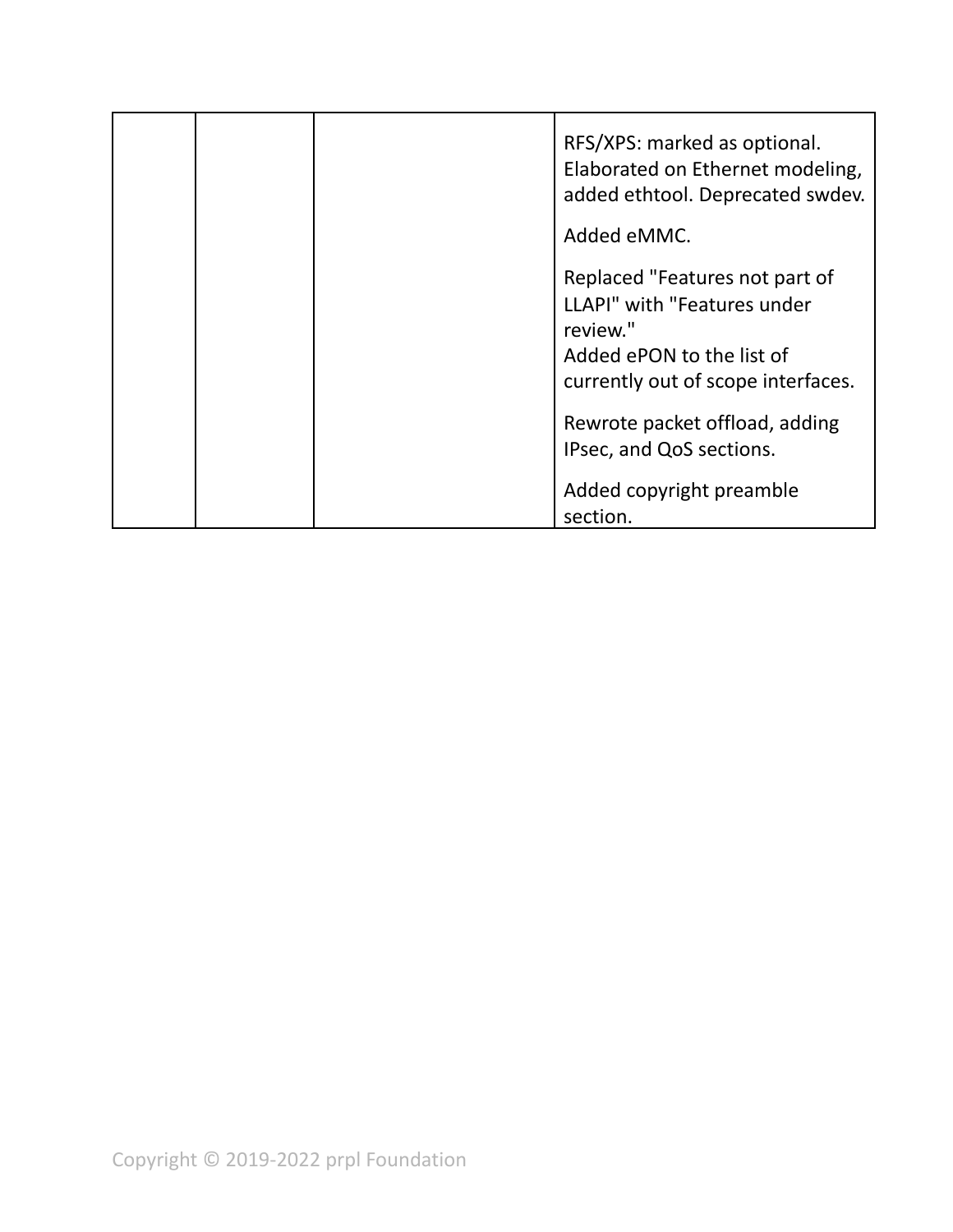| | | | |
|---|---|---|---|
| | | | RFS/XPS: marked as optional. Elaborated on Ethernet modeling, added ethtool. Deprecated swdev.<br><br>Added eMMC.<br><br>Replaced "Features not part of LLAPI" with "Features under review."<br>Added ePON to the list of currently out of scope interfaces.<br><br>Rewrote packet offload, adding IPsec, and QoS sections.<br><br>Added copyright preamble section. |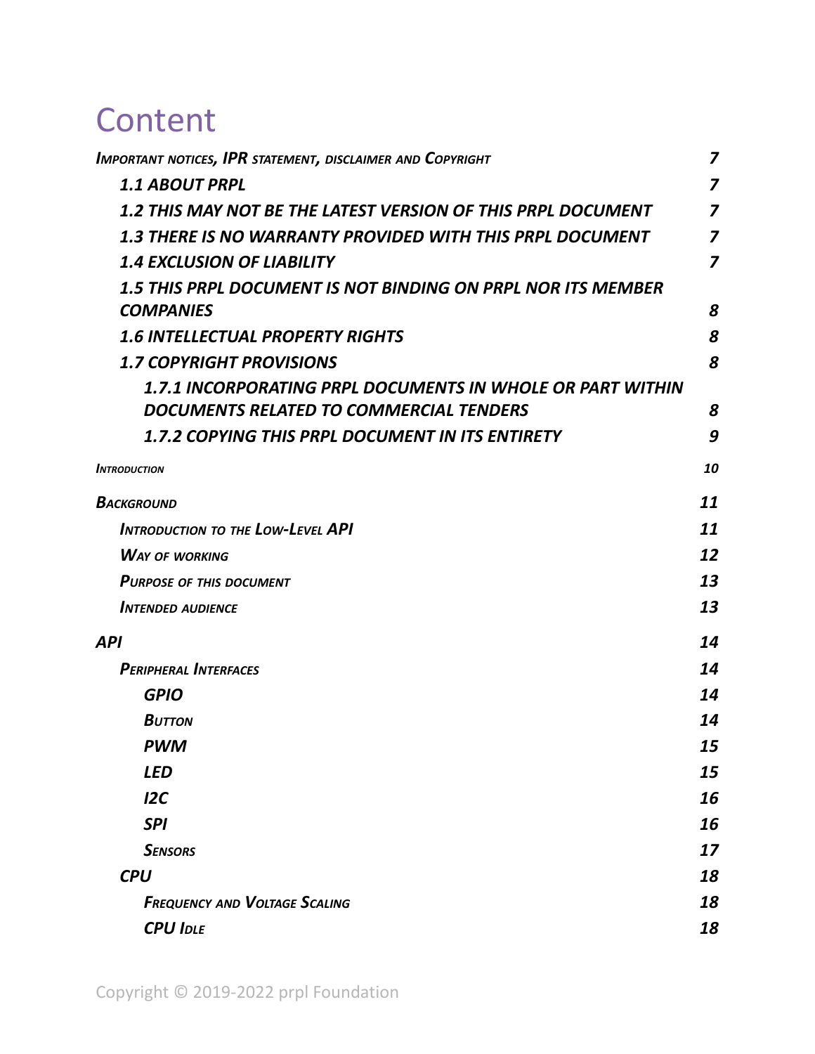# Content

| | |
|---|---|
| *Important notices, IPR statement, disclaimer and Copyright* | 7 |
| &nbsp;&nbsp;&nbsp;&nbsp;*1.1 ABOUT PRPL* | 7 |
| &nbsp;&nbsp;&nbsp;&nbsp;*1.2 THIS MAY NOT BE THE LATEST VERSION OF THIS PRPL DOCUMENT* | 7 |
| &nbsp;&nbsp;&nbsp;&nbsp;*1.3 THERE IS NO WARRANTY PROVIDED WITH THIS PRPL DOCUMENT* | 7 |
| &nbsp;&nbsp;&nbsp;&nbsp;*1.4 EXCLUSION OF LIABILITY* | 7 |
| &nbsp;&nbsp;&nbsp;&nbsp;*1.5 THIS PRPL DOCUMENT IS NOT BINDING ON PRPL NOR ITS MEMBER COMPANIES* | 8 |
| &nbsp;&nbsp;&nbsp;&nbsp;*1.6 INTELLECTUAL PROPERTY RIGHTS* | 8 |
| &nbsp;&nbsp;&nbsp;&nbsp;*1.7 COPYRIGHT PROVISIONS* | 8 |
| &nbsp;&nbsp;&nbsp;&nbsp;&nbsp;&nbsp;&nbsp;&nbsp;*1.7.1 INCORPORATING PRPL DOCUMENTS IN WHOLE OR PART WITHIN DOCUMENTS RELATED TO COMMERCIAL TENDERS* | 8 |
| &nbsp;&nbsp;&nbsp;&nbsp;&nbsp;&nbsp;&nbsp;&nbsp;*1.7.2 COPYING THIS PRPL DOCUMENT IN ITS ENTIRETY* | 9 |
| *Introduction* | 10 |
| *Background* | 11 |
| &nbsp;&nbsp;&nbsp;&nbsp;*Introduction to the Low-Level API* | 11 |
| &nbsp;&nbsp;&nbsp;&nbsp;*Way of working* | 12 |
| &nbsp;&nbsp;&nbsp;&nbsp;*Purpose of this document* | 13 |
| &nbsp;&nbsp;&nbsp;&nbsp;*Intended audience* | 13 |
| *API* | 14 |
| &nbsp;&nbsp;&nbsp;&nbsp;*Peripheral Interfaces* | 14 |
| &nbsp;&nbsp;&nbsp;&nbsp;&nbsp;&nbsp;&nbsp;&nbsp;*GPIO* | 14 |
| &nbsp;&nbsp;&nbsp;&nbsp;&nbsp;&nbsp;&nbsp;&nbsp;*Button* | 14 |
| &nbsp;&nbsp;&nbsp;&nbsp;&nbsp;&nbsp;&nbsp;&nbsp;*PWM* | 15 |
| &nbsp;&nbsp;&nbsp;&nbsp;&nbsp;&nbsp;&nbsp;&nbsp;*LED* | 15 |
| &nbsp;&nbsp;&nbsp;&nbsp;&nbsp;&nbsp;&nbsp;&nbsp;*I2C* | 16 |
| &nbsp;&nbsp;&nbsp;&nbsp;&nbsp;&nbsp;&nbsp;&nbsp;*SPI* | 16 |
| &nbsp;&nbsp;&nbsp;&nbsp;&nbsp;&nbsp;&nbsp;&nbsp;*Sensors* | 17 |
| &nbsp;&nbsp;&nbsp;&nbsp;*CPU* | 18 |
| &nbsp;&nbsp;&nbsp;&nbsp;&nbsp;&nbsp;&nbsp;&nbsp;*Frequency and Voltage Scaling* | 18 |
| &nbsp;&nbsp;&nbsp;&nbsp;&nbsp;&nbsp;&nbsp;&nbsp;*CPU Idle* | 18 |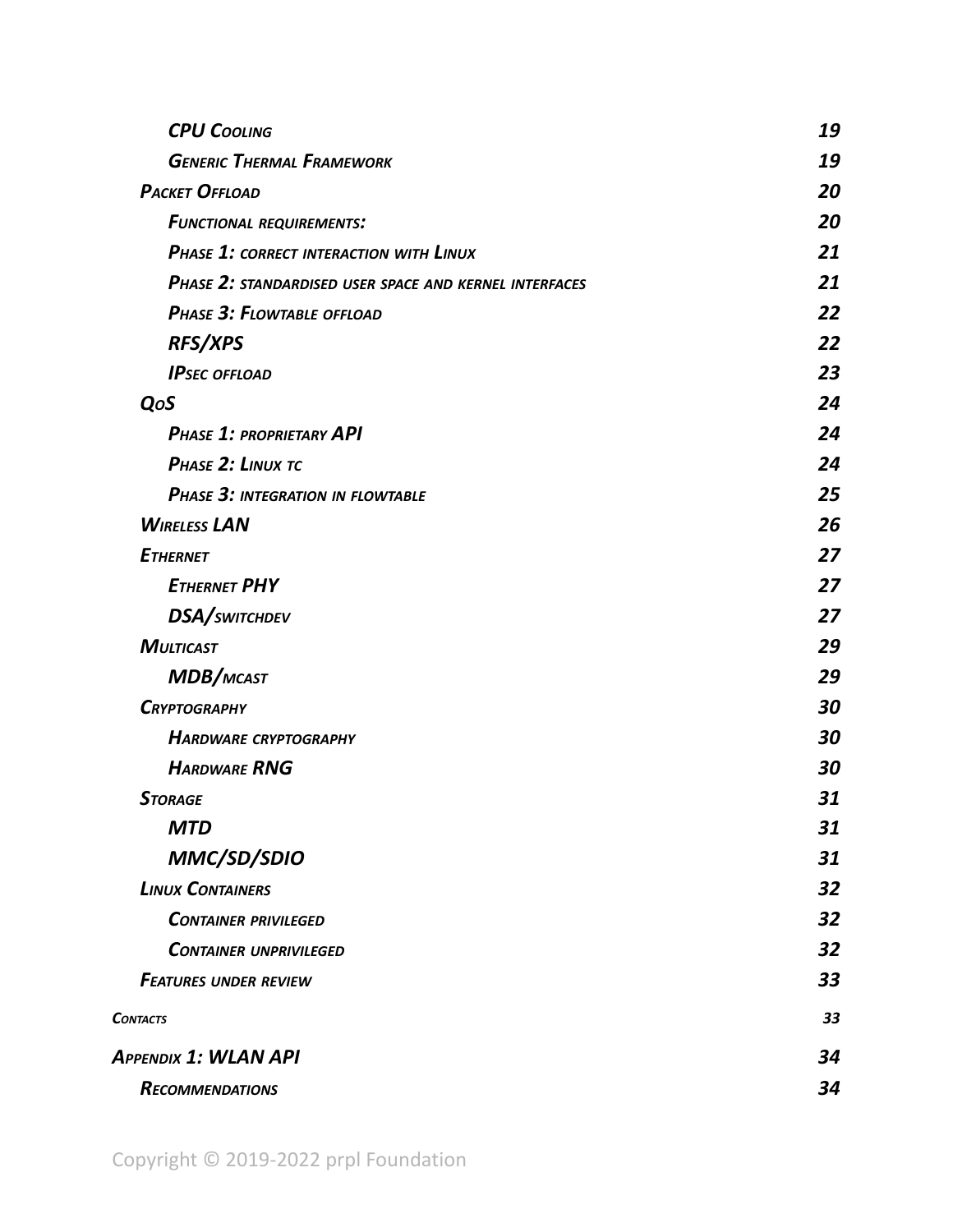- *CPU Cooling* 19
- *Generic Thermal Framework* 19
- *Packet Offload* 20
  - *Functional requirements:* 20
  - *Phase 1: correct interaction with Linux* 21
  - *Phase 2: standardised user space and kernel interfaces* 21
  - *Phase 3: Flowtable offload* 22
  - *RFS/XPS* 22
  - *IPsec offload* 23
- *QoS* 24
  - *Phase 1: proprietary API* 24
  - *Phase 2: Linux tc* 24
  - *Phase 3: integration in flowtable* 25
- *Wireless LAN* 26
- *Ethernet* 27
  - *Ethernet PHY* 27
  - *DSA/switchdev* 27
- *Multicast* 29
  - *MDB/mcast* 29
- *Cryptography* 30
  - *Hardware cryptography* 30
  - *Hardware RNG* 30
- *Storage* 31
  - *MTD* 31
  - *MMC/SD/SDIO* 31
- *Linux Containers* 32
  - *Container privileged* 32
  - *Container unprivileged* 32
- *Features under review* 33

*Contacts* 33

*Appendix 1: WLAN API* 34

- *Recommendations* 34

Copyright © 2019-2022 prpl Foundation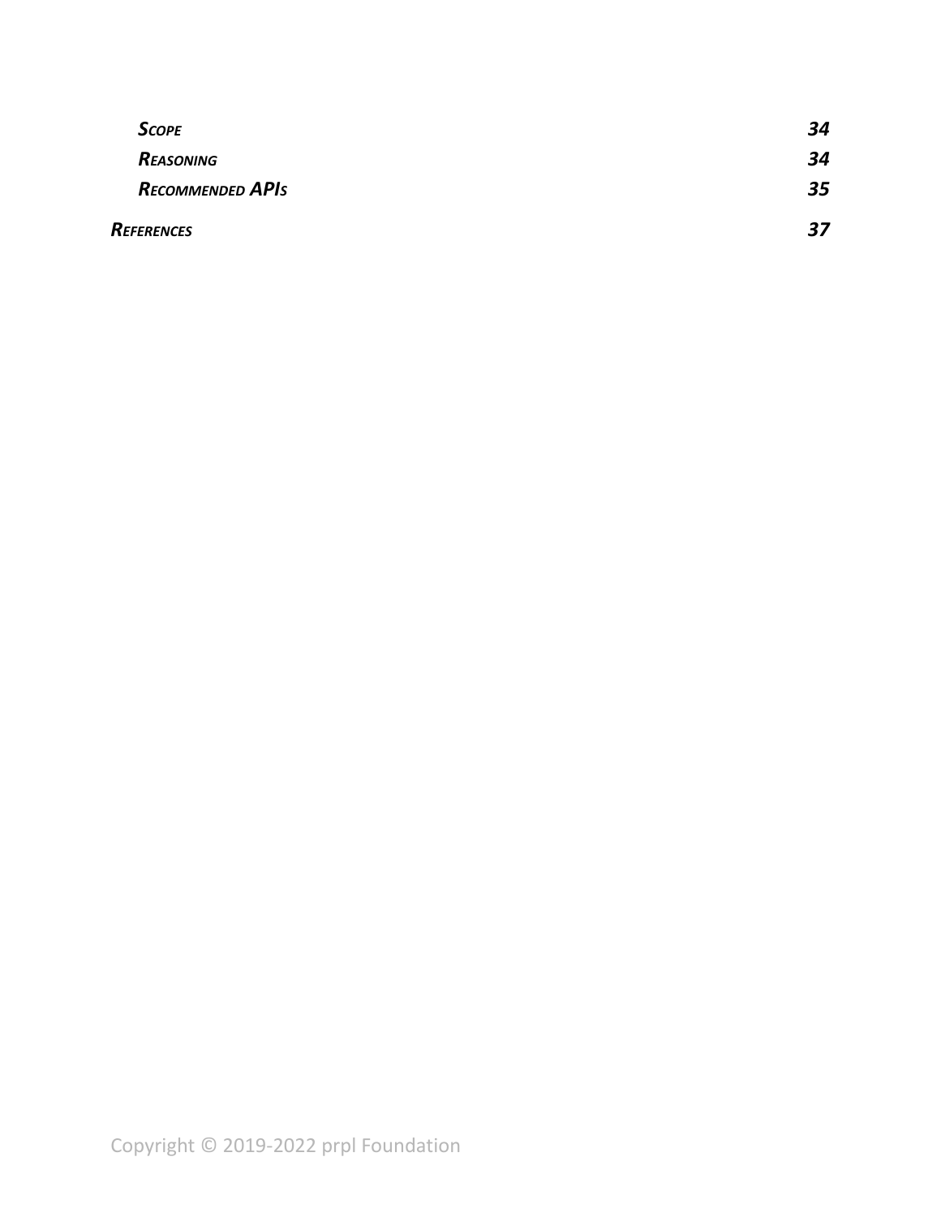*Scope* 34

*Reasoning* 34

*Recommended APIs* 35

*References* 37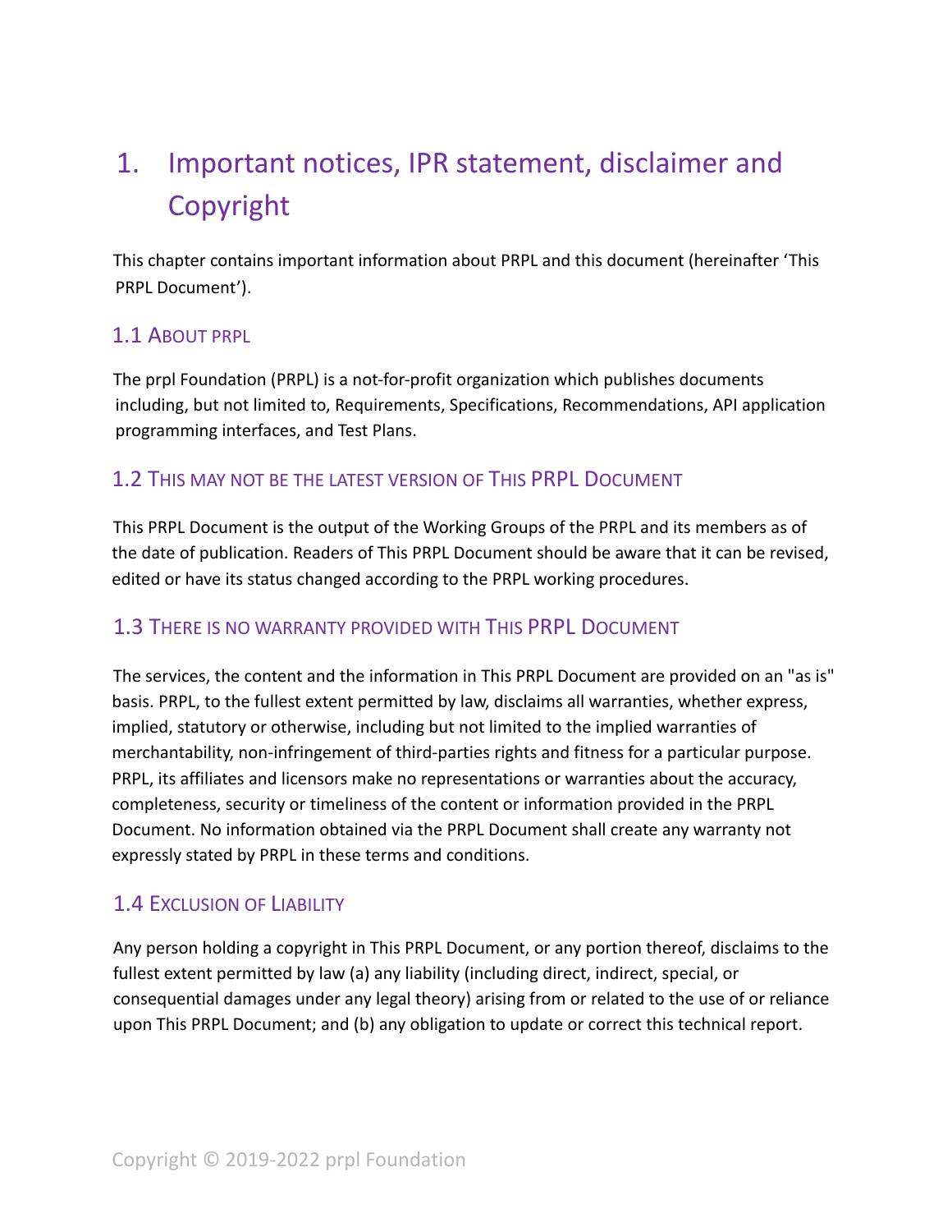# 1. Important notices, IPR statement, disclaimer and Copyright

This chapter contains important information about PRPL and this document (hereinafter 'This PRPL Document').

## 1.1 About PRPL

The prpl Foundation (PRPL) is a not-for-profit organization which publishes documents including, but not limited to, Requirements, Specifications, Recommendations, API application programming interfaces, and Test Plans.

## 1.2 This may not be the latest version of This PRPL Document

This PRPL Document is the output of the Working Groups of the PRPL and its members as of the date of publication. Readers of This PRPL Document should be aware that it can be revised, edited or have its status changed according to the PRPL working procedures.

## 1.3 There is no warranty provided with This PRPL Document

The services, the content and the information in This PRPL Document are provided on an "as is" basis. PRPL, to the fullest extent permitted by law, disclaims all warranties, whether express, implied, statutory or otherwise, including but not limited to the implied warranties of merchantability, non-infringement of third-parties rights and fitness for a particular purpose. PRPL, its affiliates and licensors make no representations or warranties about the accuracy, completeness, security or timeliness of the content or information provided in the PRPL Document. No information obtained via the PRPL Document shall create any warranty not expressly stated by PRPL in these terms and conditions.

## 1.4 Exclusion of Liability

Any person holding a copyright in This PRPL Document, or any portion thereof, disclaims to the fullest extent permitted by law (a) any liability (including direct, indirect, special, or consequential damages under any legal theory) arising from or related to the use of or reliance upon This PRPL Document; and (b) any obligation to update or correct this technical report.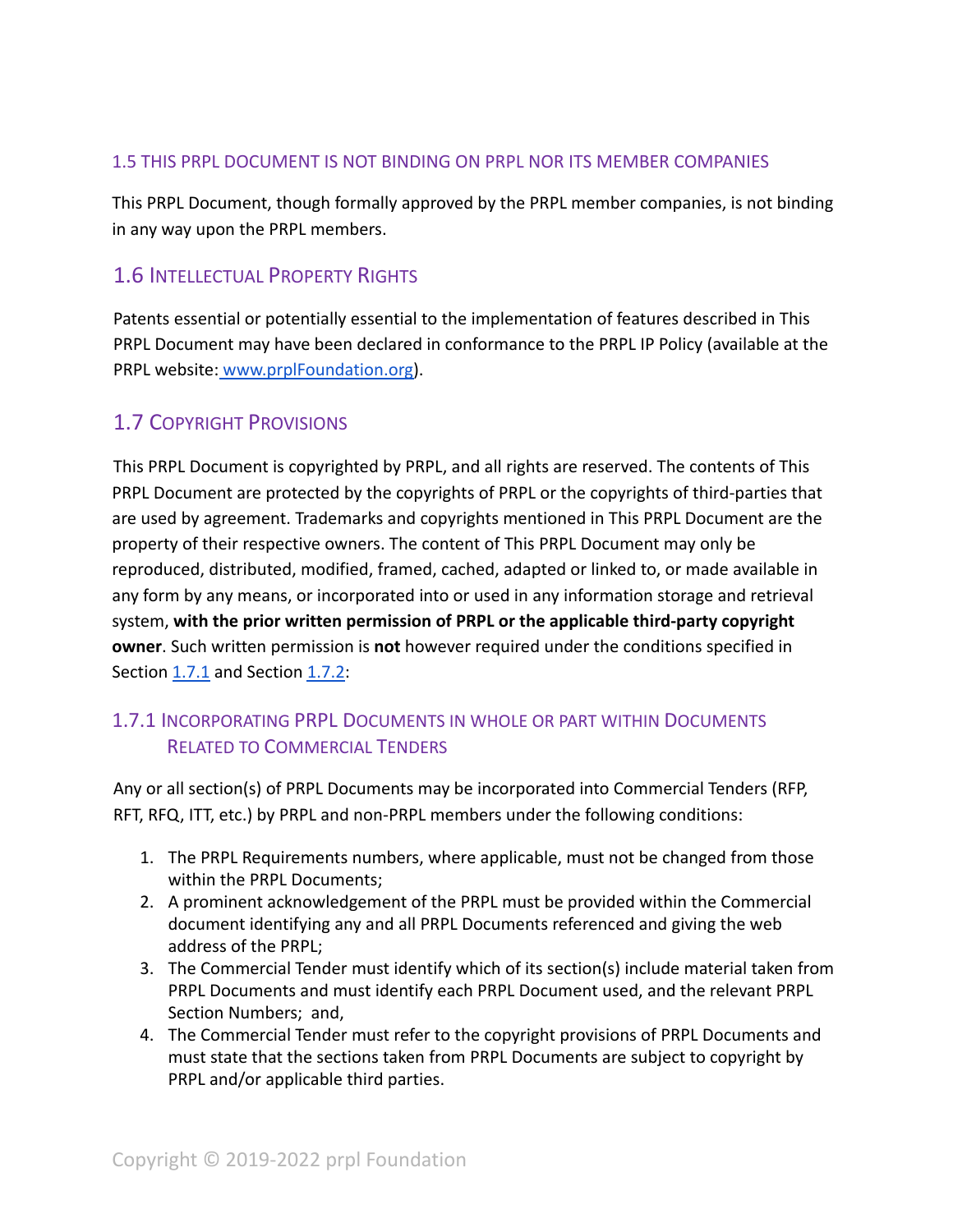### 1.5 THIS PRPL DOCUMENT IS NOT BINDING ON PRPL NOR ITS MEMBER COMPANIES

This PRPL Document, though formally approved by the PRPL member companies, is not binding in any way upon the PRPL members.

## 1.6 Intellectual Property Rights

Patents essential or potentially essential to the implementation of features described in This PRPL Document may have been declared in conformance to the PRPL IP Policy (available at the PRPL website: www.prplFoundation.org).

## 1.7 Copyright Provisions

This PRPL Document is copyrighted by PRPL, and all rights are reserved. The contents of This PRPL Document are protected by the copyrights of PRPL or the copyrights of third-parties that are used by agreement. Trademarks and copyrights mentioned in This PRPL Document are the property of their respective owners. The content of This PRPL Document may only be reproduced, distributed, modified, framed, cached, adapted or linked to, or made available in any form by any means, or incorporated into or used in any information storage and retrieval system, **with the prior written permission of PRPL or the applicable third-party copyright owner**. Such written permission is **not** however required under the conditions specified in Section 1.7.1 and Section 1.7.2:

### 1.7.1 Incorporating PRPL Documents in whole or part within Documents Related to Commercial Tenders

Any or all section(s) of PRPL Documents may be incorporated into Commercial Tenders (RFP, RFT, RFQ, ITT, etc.) by PRPL and non-PRPL members under the following conditions:

1. The PRPL Requirements numbers, where applicable, must not be changed from those within the PRPL Documents;
2. A prominent acknowledgement of the PRPL must be provided within the Commercial document identifying any and all PRPL Documents referenced and giving the web address of the PRPL;
3. The Commercial Tender must identify which of its section(s) include material taken from PRPL Documents and must identify each PRPL Document used, and the relevant PRPL Section Numbers; and,
4. The Commercial Tender must refer to the copyright provisions of PRPL Documents and must state that the sections taken from PRPL Documents are subject to copyright by PRPL and/or applicable third parties.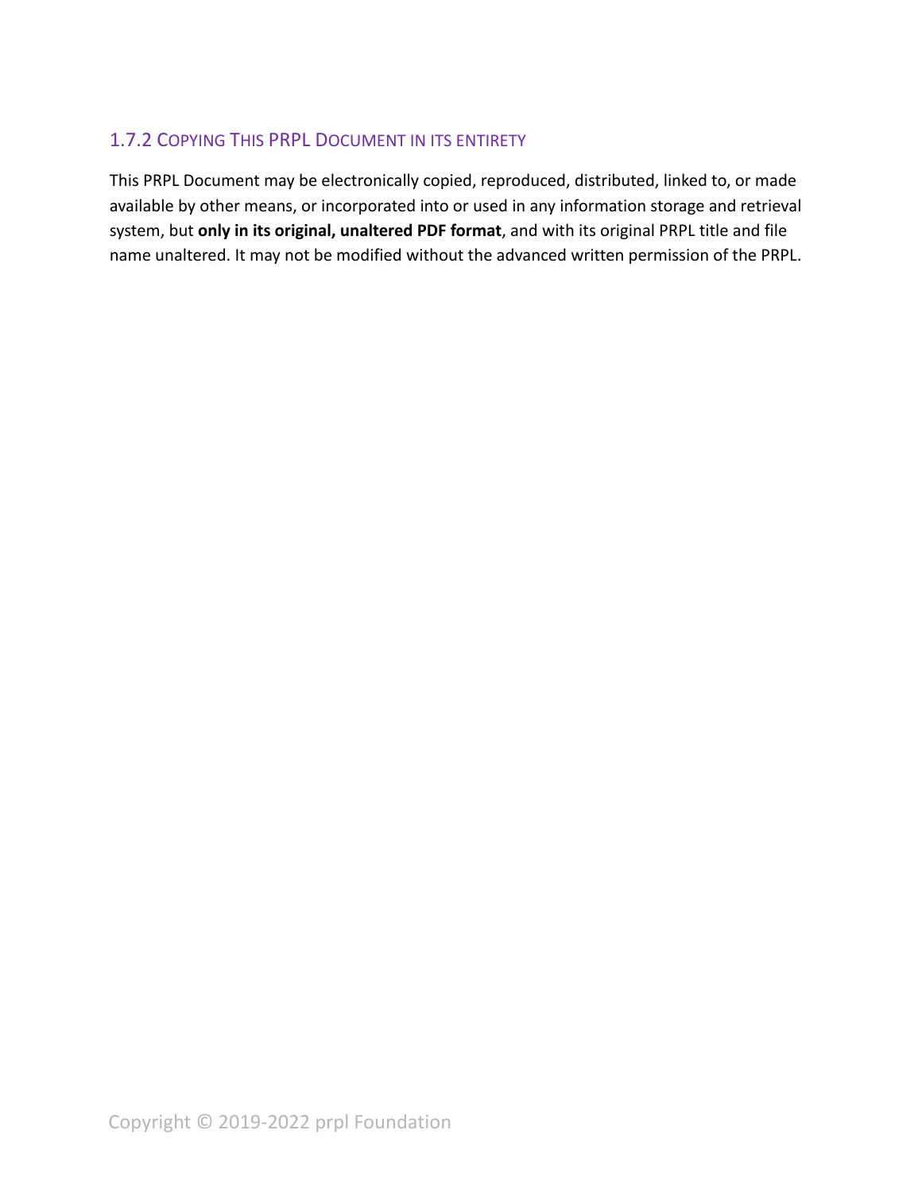### 1.7.2 Copying This PRPL Document in its entirety

This PRPL Document may be electronically copied, reproduced, distributed, linked to, or made available by other means, or incorporated into or used in any information storage and retrieval system, but **only in its original, unaltered PDF format**, and with its original PRPL title and file name unaltered. It may not be modified without the advanced written permission of the PRPL.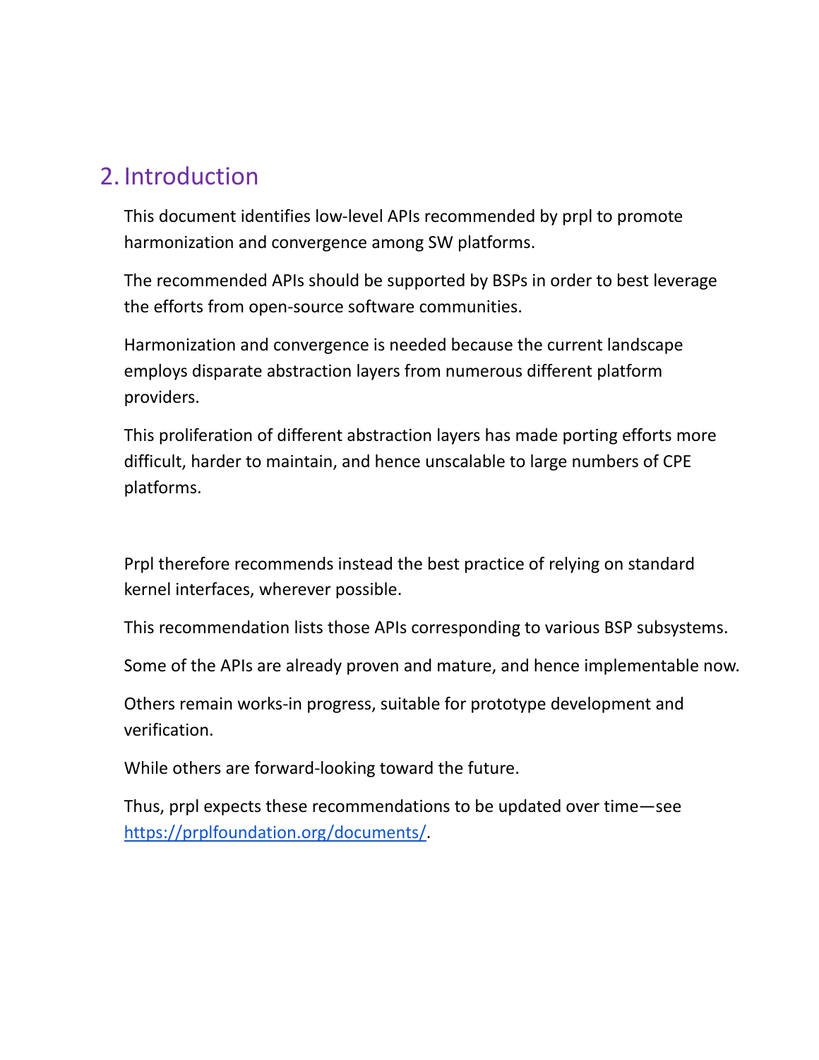## 2. Introduction

This document identifies low-level APIs recommended by prpl to promote harmonization and convergence among SW platforms.

The recommended APIs should be supported by BSPs in order to best leverage the efforts from open-source software communities.

Harmonization and convergence is needed because the current landscape employs disparate abstraction layers from numerous different platform providers.

This proliferation of different abstraction layers has made porting efforts more difficult, harder to maintain, and hence unscalable to large numbers of CPE platforms.

Prpl therefore recommends instead the best practice of relying on standard kernel interfaces, wherever possible.

This recommendation lists those APIs corresponding to various BSP subsystems.

Some of the APIs are already proven and mature, and hence implementable now.

Others remain works-in progress, suitable for prototype development and verification.

While others are forward-looking toward the future.

Thus, prpl expects these recommendations to be updated over time—see [https://prplfoundation.org/documents/](https://prplfoundation.org/documents/).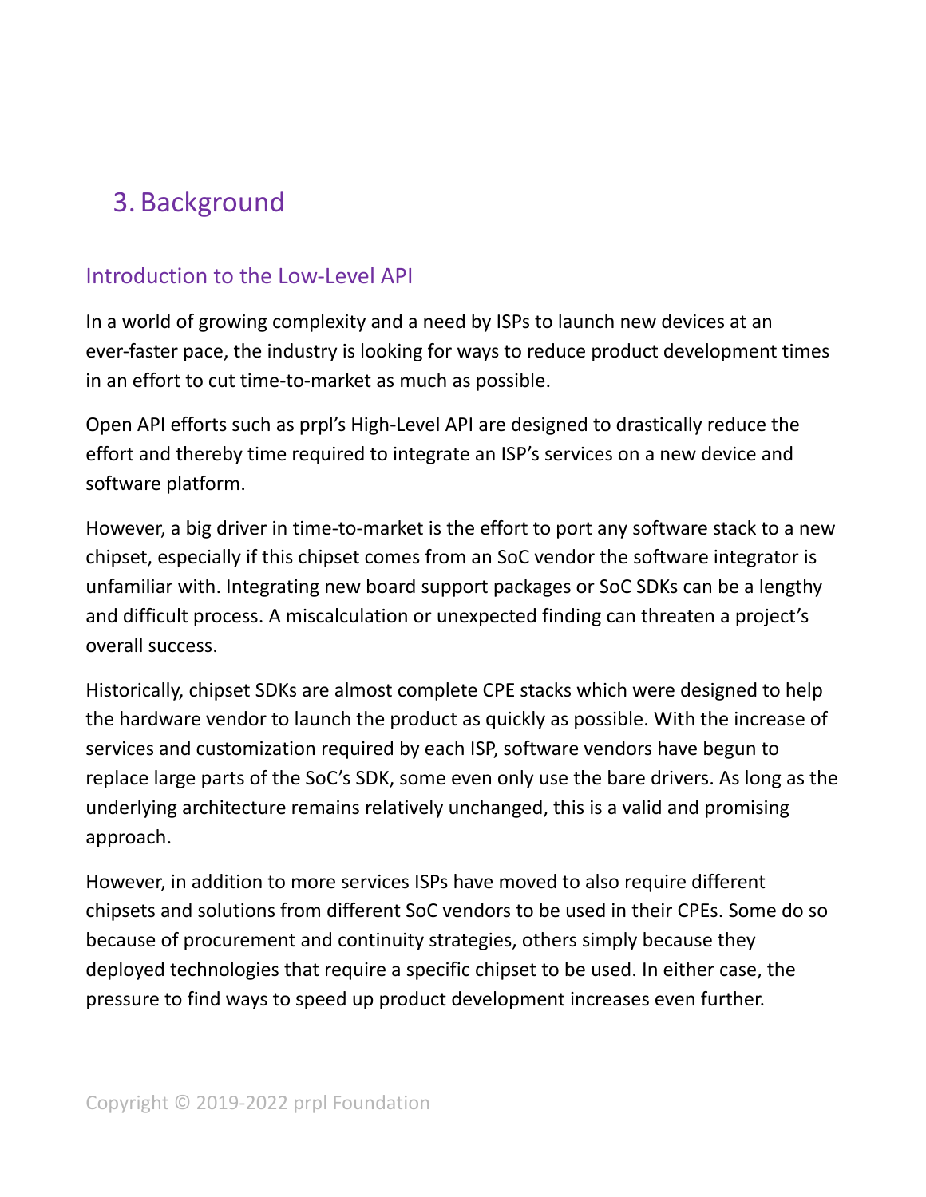# 3. Background

## Introduction to the Low-Level API

In a world of growing complexity and a need by ISPs to launch new devices at an ever-faster pace, the industry is looking for ways to reduce product development times in an effort to cut time-to-market as much as possible.

Open API efforts such as prpl's High-Level API are designed to drastically reduce the effort and thereby time required to integrate an ISP's services on a new device and software platform.

However, a big driver in time-to-market is the effort to port any software stack to a new chipset, especially if this chipset comes from an SoC vendor the software integrator is unfamiliar with. Integrating new board support packages or SoC SDKs can be a lengthy and difficult process. A miscalculation or unexpected finding can threaten a project's overall success.

Historically, chipset SDKs are almost complete CPE stacks which were designed to help the hardware vendor to launch the product as quickly as possible. With the increase of services and customization required by each ISP, software vendors have begun to replace large parts of the SoC's SDK, some even only use the bare drivers. As long as the underlying architecture remains relatively unchanged, this is a valid and promising approach.

However, in addition to more services ISPs have moved to also require different chipsets and solutions from different SoC vendors to be used in their CPEs. Some do so because of procurement and continuity strategies, others simply because they deployed technologies that require a specific chipset to be used. In either case, the pressure to find ways to speed up product development increases even further.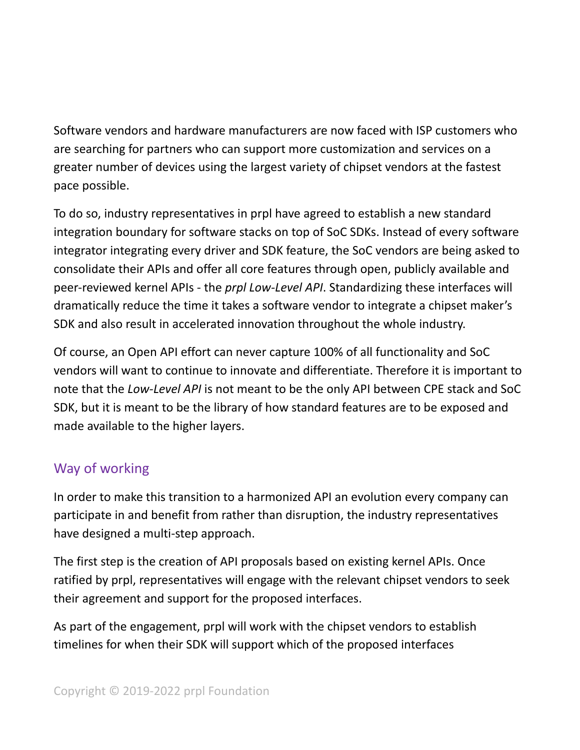Software vendors and hardware manufacturers are now faced with ISP customers who are searching for partners who can support more customization and services on a greater number of devices using the largest variety of chipset vendors at the fastest pace possible.

To do so, industry representatives in prpl have agreed to establish a new standard integration boundary for software stacks on top of SoC SDKs. Instead of every software integrator integrating every driver and SDK feature, the SoC vendors are being asked to consolidate their APIs and offer all core features through open, publicly available and peer-reviewed kernel APIs - the *prpl Low-Level API*. Standardizing these interfaces will dramatically reduce the time it takes a software vendor to integrate a chipset maker's SDK and also result in accelerated innovation throughout the whole industry.

Of course, an Open API effort can never capture 100% of all functionality and SoC vendors will want to continue to innovate and differentiate. Therefore it is important to note that the *Low-Level API* is not meant to be the only API between CPE stack and SoC SDK, but it is meant to be the library of how standard features are to be exposed and made available to the higher layers.

## Way of working

In order to make this transition to a harmonized API an evolution every company can participate in and benefit from rather than disruption, the industry representatives have designed a multi-step approach.

The first step is the creation of API proposals based on existing kernel APIs. Once ratified by prpl, representatives will engage with the relevant chipset vendors to seek their agreement and support for the proposed interfaces.

As part of the engagement, prpl will work with the chipset vendors to establish timelines for when their SDK will support which of the proposed interfaces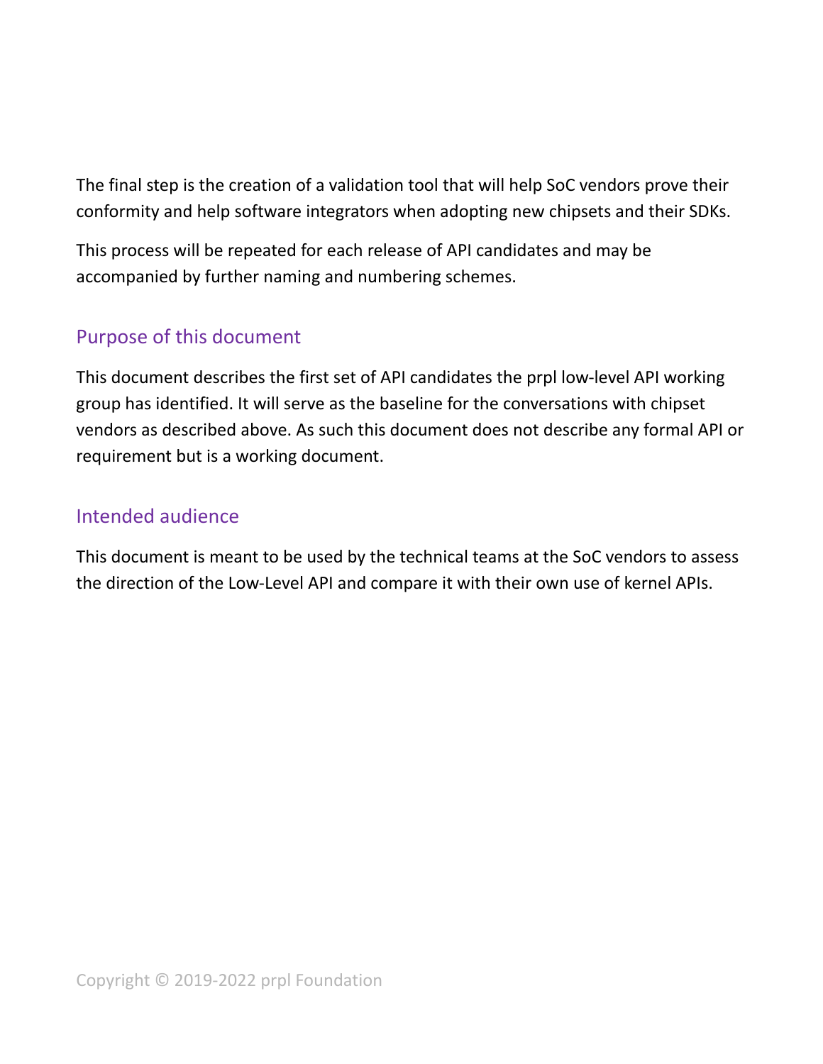The final step is the creation of a validation tool that will help SoC vendors prove their conformity and help software integrators when adopting new chipsets and their SDKs.

This process will be repeated for each release of API candidates and may be accompanied by further naming and numbering schemes.

## Purpose of this document

This document describes the first set of API candidates the prpl low-level API working group has identified. It will serve as the baseline for the conversations with chipset vendors as described above. As such this document does not describe any formal API or requirement but is a working document.

## Intended audience

This document is meant to be used by the technical teams at the SoC vendors to assess the direction of the Low-Level API and compare it with their own use of kernel APIs.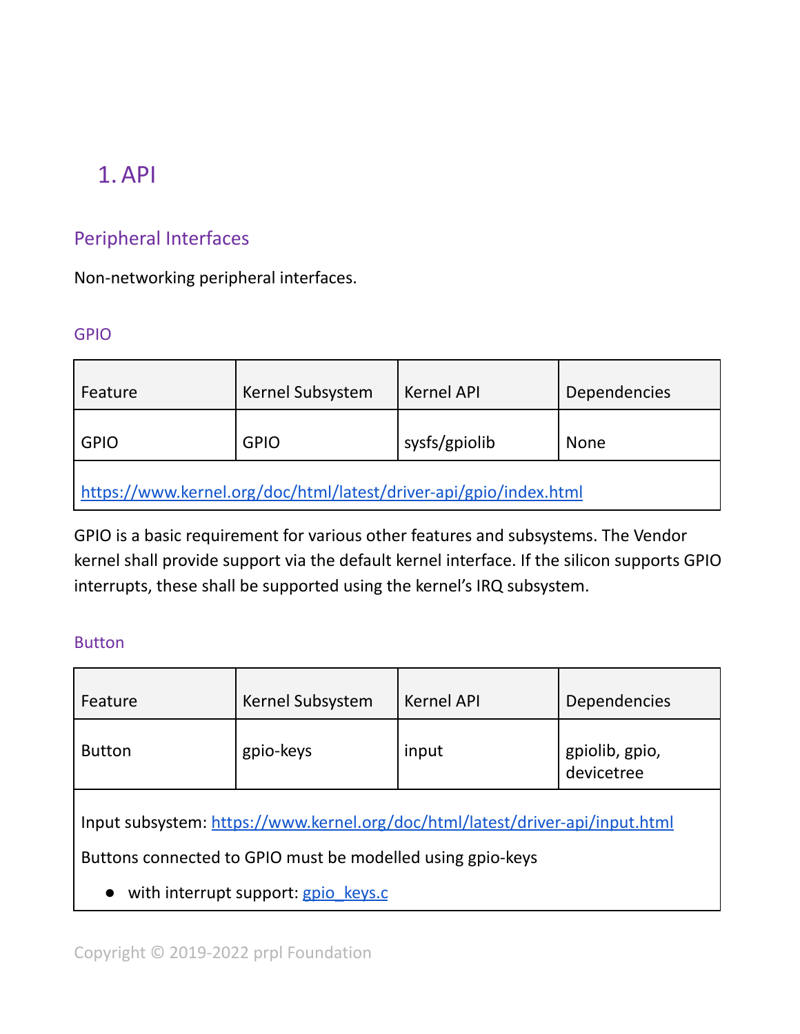# 1. API

## Peripheral Interfaces

Non-networking peripheral interfaces.

### GPIO

| Feature | Kernel Subsystem | Kernel API | Dependencies |
|---|---|---|---|
| GPIO | GPIO | sysfs/gpiolib | None |
| https://www.kernel.org/doc/html/latest/driver-api/gpio/index.html | | | |

GPIO is a basic requirement for various other features and subsystems. The Vendor kernel shall provide support via the default kernel interface. If the silicon supports GPIO interrupts, these shall be supported using the kernel's IRQ subsystem.

### Button

| Feature | Kernel Subsystem | Kernel API | Dependencies |
|---|---|---|---|
| Button | gpio-keys | input | gpiolib, gpio, devicetree |
| Input subsystem: https://www.kernel.org/doc/html/latest/driver-api/input.html<br>Buttons connected to GPIO must be modelled using gpio-keys<br>• with interrupt support: gpio_keys.c | | | |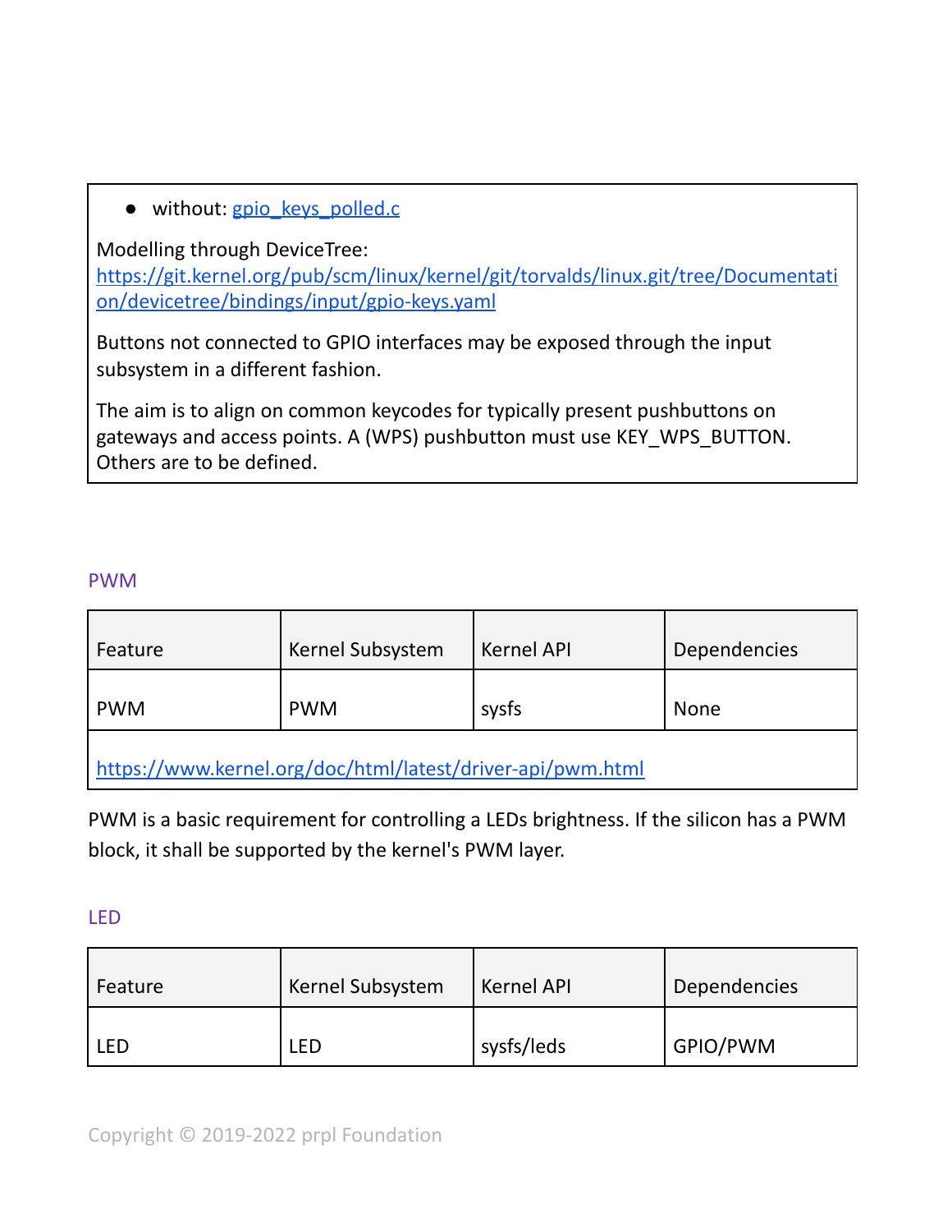- without: gpio_keys_polled.c

Modelling through DeviceTree: https://git.kernel.org/pub/scm/linux/kernel/git/torvalds/linux.git/tree/Documentation/devicetree/bindings/input/gpio-keys.yaml

Buttons not connected to GPIO interfaces may be exposed through the input subsystem in a different fashion.

The aim is to align on common keycodes for typically present pushbuttons on gateways and access points. A (WPS) pushbutton must use KEY_WPS_BUTTON. Others are to be defined.

### PWM

| Feature | Kernel Subsystem | Kernel API | Dependencies |
|---|---|---|---|
| PWM | PWM | sysfs | None |
| https://www.kernel.org/doc/html/latest/driver-api/pwm.html | | | |

PWM is a basic requirement for controlling a LEDs brightness. If the silicon has a PWM block, it shall be supported by the kernel's PWM layer.

### LED

| Feature | Kernel Subsystem | Kernel API | Dependencies |
|---|---|---|---|
| LED | LED | sysfs/leds | GPIO/PWM |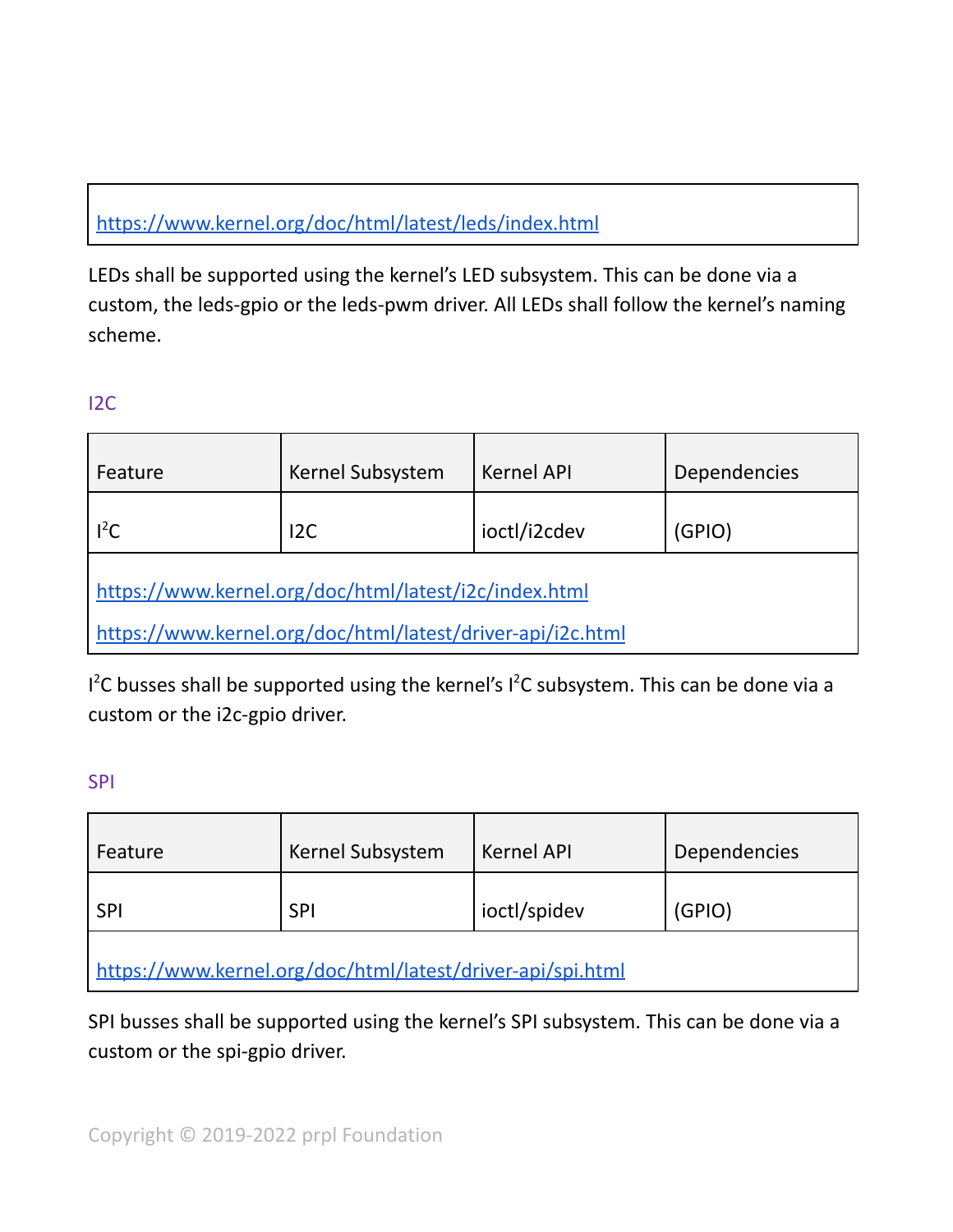| https://www.kernel.org/doc/html/latest/leds/index.html |
| --- |

LEDs shall be supported using the kernel's LED subsystem. This can be done via a custom, the leds-gpio or the leds-pwm driver. All LEDs shall follow the kernel's naming scheme.

### I2C

| Feature | Kernel Subsystem | Kernel API | Dependencies |
| --- | --- | --- | --- |
| $I^2C$ | I2C | ioctl/i2cdev | (GPIO) |
| https://www.kernel.org/doc/html/latest/i2c/index.html<br>https://www.kernel.org/doc/html/latest/driver-api/i2c.html | | | |

$I^2C$ busses shall be supported using the kernel's $I^2C$ subsystem. This can be done via a custom or the i2c-gpio driver.

### SPI

| Feature | Kernel Subsystem | Kernel API | Dependencies |
| --- | --- | --- | --- |
| SPI | SPI | ioctl/spidev | (GPIO) |
| https://www.kernel.org/doc/html/latest/driver-api/spi.html | | | |

SPI busses shall be supported using the kernel's SPI subsystem. This can be done via a custom or the spi-gpio driver.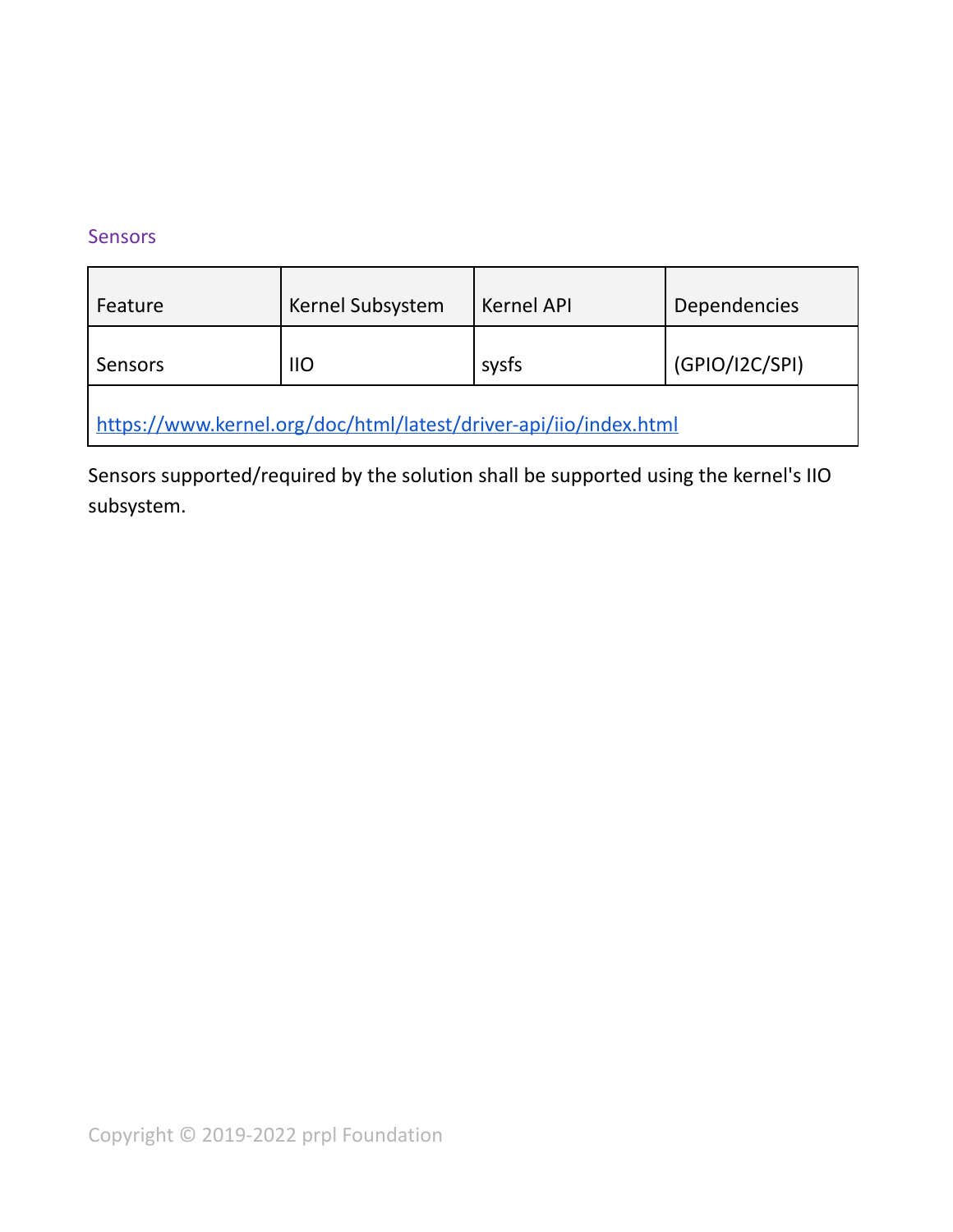### Sensors

| Feature | Kernel Subsystem | Kernel API | Dependencies |
| --- | --- | --- | --- |
| Sensors | IIO | sysfs | (GPIO/I2C/SPI) |
| https://www.kernel.org/doc/html/latest/driver-api/iio/index.html | | | |

Sensors supported/required by the solution shall be supported using the kernel's IIO subsystem.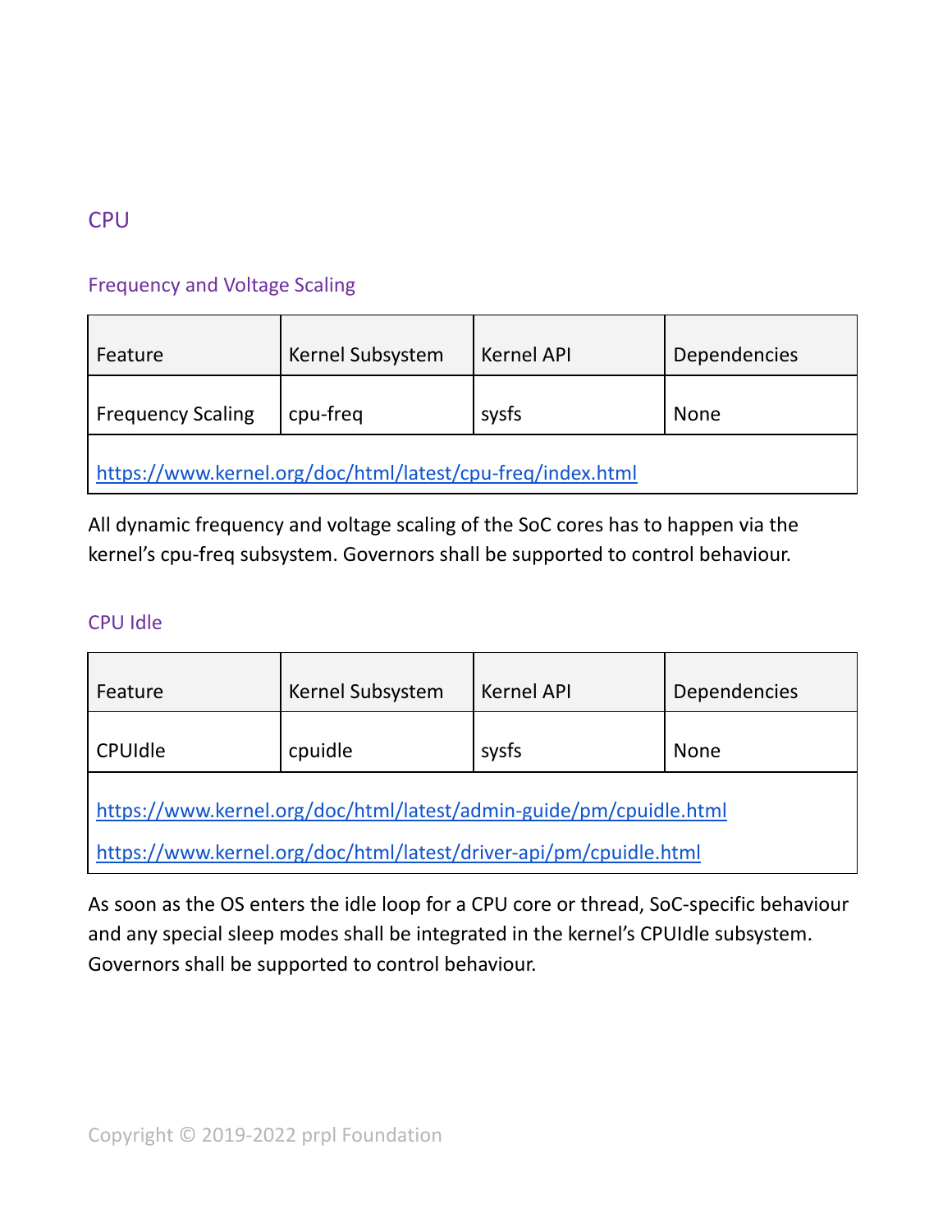## CPU

### Frequency and Voltage Scaling

| Feature | Kernel Subsystem | Kernel API | Dependencies |
|---|---|---|---|
| Frequency Scaling | cpu-freq | sysfs | None |
| https://www.kernel.org/doc/html/latest/cpu-freq/index.html | | | |

All dynamic frequency and voltage scaling of the SoC cores has to happen via the kernel's cpu-freq subsystem. Governors shall be supported to control behaviour.

### CPU Idle

| Feature | Kernel Subsystem | Kernel API | Dependencies |
|---|---|---|---|
| CPUIdle | cpuidle | sysfs | None |
| https://www.kernel.org/doc/html/latest/admin-guide/pm/cpuidle.html<br>https://www.kernel.org/doc/html/latest/driver-api/pm/cpuidle.html | | | |

As soon as the OS enters the idle loop for a CPU core or thread, SoC-specific behaviour and any special sleep modes shall be integrated in the kernel's CPUIdle subsystem. Governors shall be supported to control behaviour.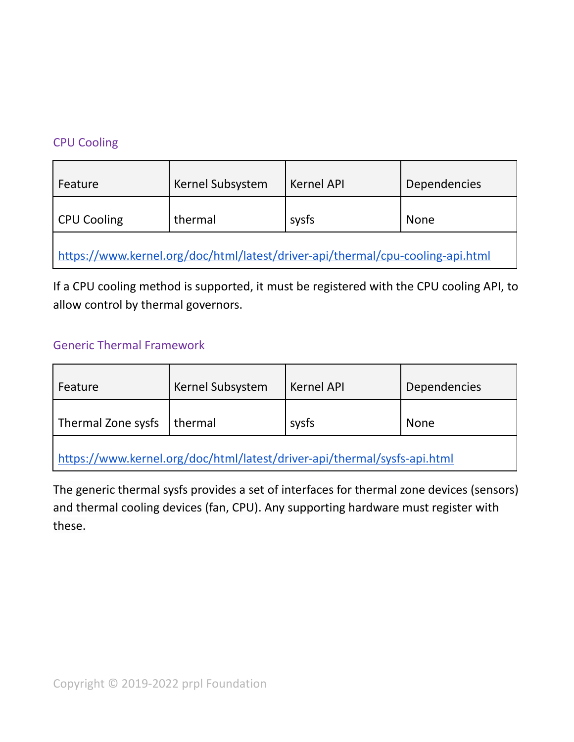### CPU Cooling

| Feature | Kernel Subsystem | Kernel API | Dependencies |
|---|---|---|---|
| CPU Cooling | thermal | sysfs | None |
| https://www.kernel.org/doc/html/latest/driver-api/thermal/cpu-cooling-api.html | | | |

If a CPU cooling method is supported, it must be registered with the CPU cooling API, to allow control by thermal governors.

### Generic Thermal Framework

| Feature | Kernel Subsystem | Kernel API | Dependencies |
|---|---|---|---|
| Thermal Zone sysfs | thermal | sysfs | None |
| https://www.kernel.org/doc/html/latest/driver-api/thermal/sysfs-api.html | | | |

The generic thermal sysfs provides a set of interfaces for thermal zone devices (sensors) and thermal cooling devices (fan, CPU). Any supporting hardware must register with these.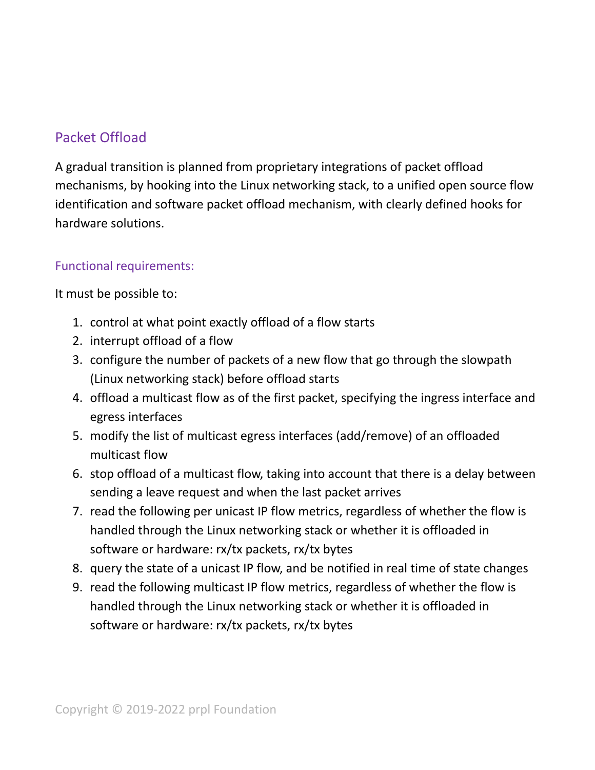## Packet Offload

A gradual transition is planned from proprietary integrations of packet offload mechanisms, by hooking into the Linux networking stack, to a unified open source flow identification and software packet offload mechanism, with clearly defined hooks for hardware solutions.

### Functional requirements:

It must be possible to:

1. control at what point exactly offload of a flow starts
2. interrupt offload of a flow
3. configure the number of packets of a new flow that go through the slowpath (Linux networking stack) before offload starts
4. offload a multicast flow as of the first packet, specifying the ingress interface and egress interfaces
5. modify the list of multicast egress interfaces (add/remove) of an offloaded multicast flow
6. stop offload of a multicast flow, taking into account that there is a delay between sending a leave request and when the last packet arrives
7. read the following per unicast IP flow metrics, regardless of whether the flow is handled through the Linux networking stack or whether it is offloaded in software or hardware: rx/tx packets, rx/tx bytes
8. query the state of a unicast IP flow, and be notified in real time of state changes
9. read the following multicast IP flow metrics, regardless of whether the flow is handled through the Linux networking stack or whether it is offloaded in software or hardware: rx/tx packets, rx/tx bytes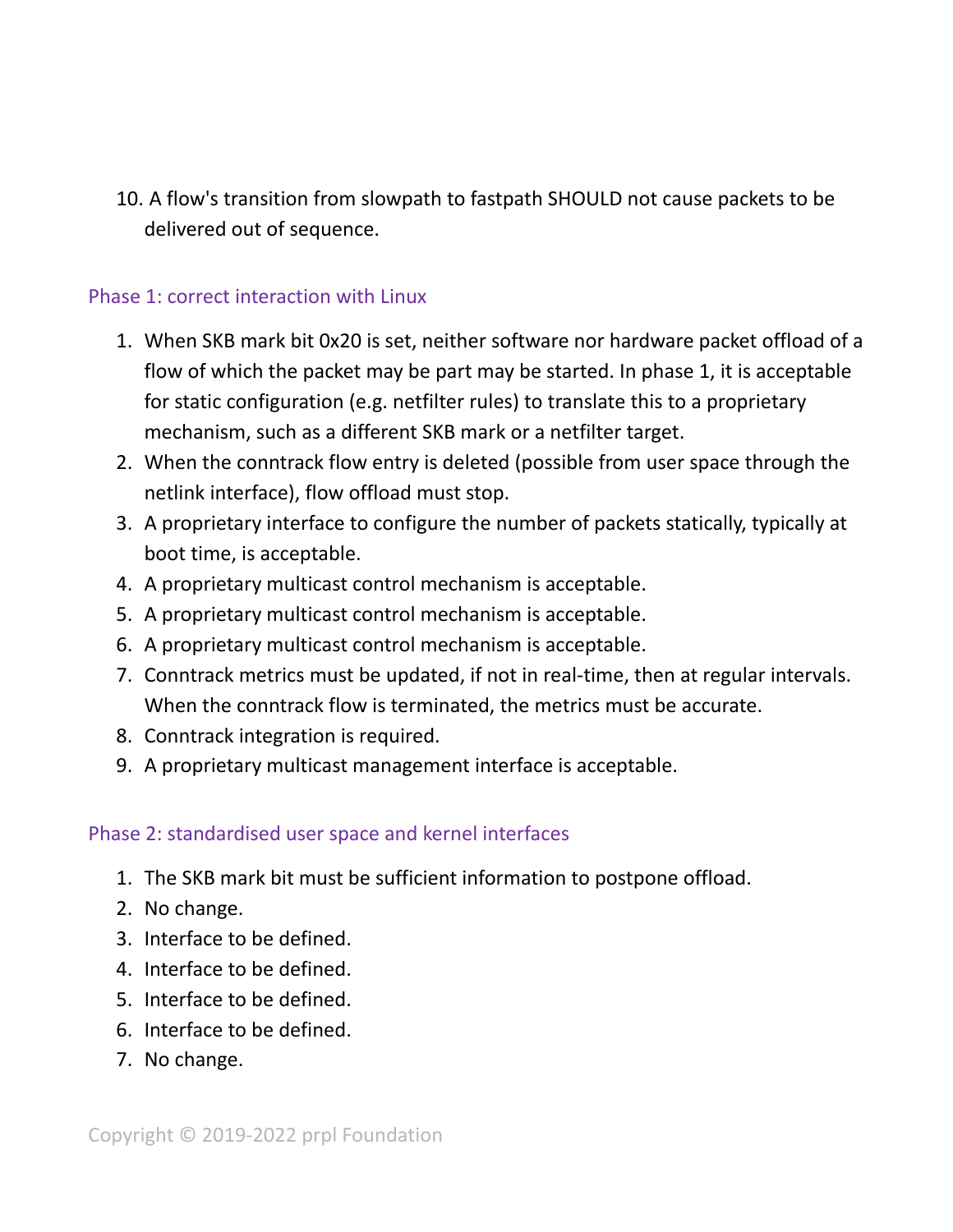10. A flow's transition from slowpath to fastpath SHOULD not cause packets to be delivered out of sequence.

### Phase 1: correct interaction with Linux

1. When SKB mark bit 0x20 is set, neither software nor hardware packet offload of a flow of which the packet may be part may be started. In phase 1, it is acceptable for static configuration (e.g. netfilter rules) to translate this to a proprietary mechanism, such as a different SKB mark or a netfilter target.
2. When the conntrack flow entry is deleted (possible from user space through the netlink interface), flow offload must stop.
3. A proprietary interface to configure the number of packets statically, typically at boot time, is acceptable.
4. A proprietary multicast control mechanism is acceptable.
5. A proprietary multicast control mechanism is acceptable.
6. A proprietary multicast control mechanism is acceptable.
7. Conntrack metrics must be updated, if not in real-time, then at regular intervals. When the conntrack flow is terminated, the metrics must be accurate.
8. Conntrack integration is required.
9. A proprietary multicast management interface is acceptable.

### Phase 2: standardised user space and kernel interfaces

1. The SKB mark bit must be sufficient information to postpone offload.
2. No change.
3. Interface to be defined.
4. Interface to be defined.
5. Interface to be defined.
6. Interface to be defined.
7. No change.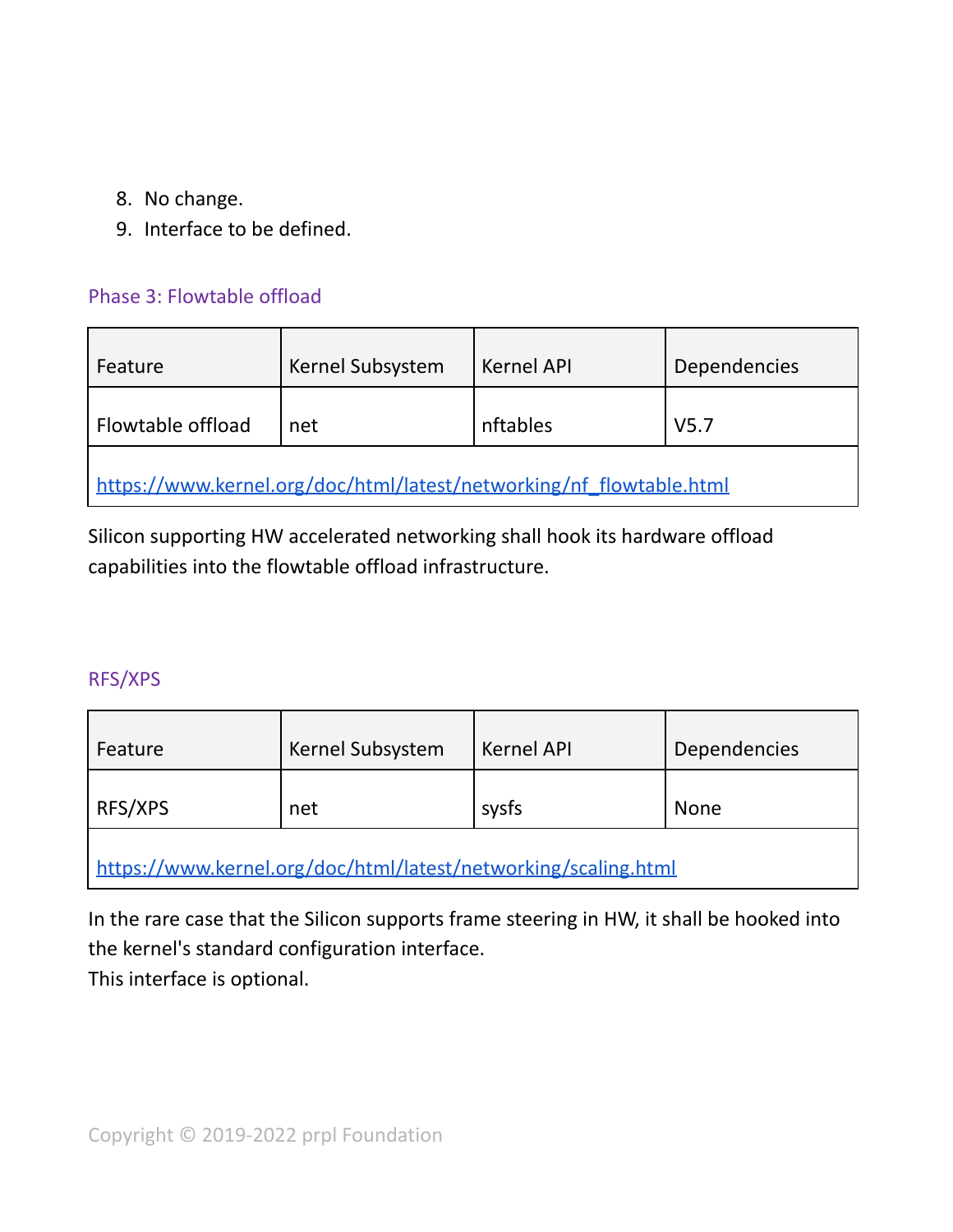8. No change.
9. Interface to be defined.

### Phase 3: Flowtable offload

| Feature | Kernel Subsystem | Kernel API | Dependencies |
|---|---|---|---|
| Flowtable offload | net | nftables | V5.7 |
| https://www.kernel.org/doc/html/latest/networking/nf_flowtable.html | | | |

Silicon supporting HW accelerated networking shall hook its hardware offload capabilities into the flowtable offload infrastructure.

### RFS/XPS

| Feature | Kernel Subsystem | Kernel API | Dependencies |
|---|---|---|---|
| RFS/XPS | net | sysfs | None |
| https://www.kernel.org/doc/html/latest/networking/scaling.html | | | |

In the rare case that the Silicon supports frame steering in HW, it shall be hooked into the kernel's standard configuration interface.
This interface is optional.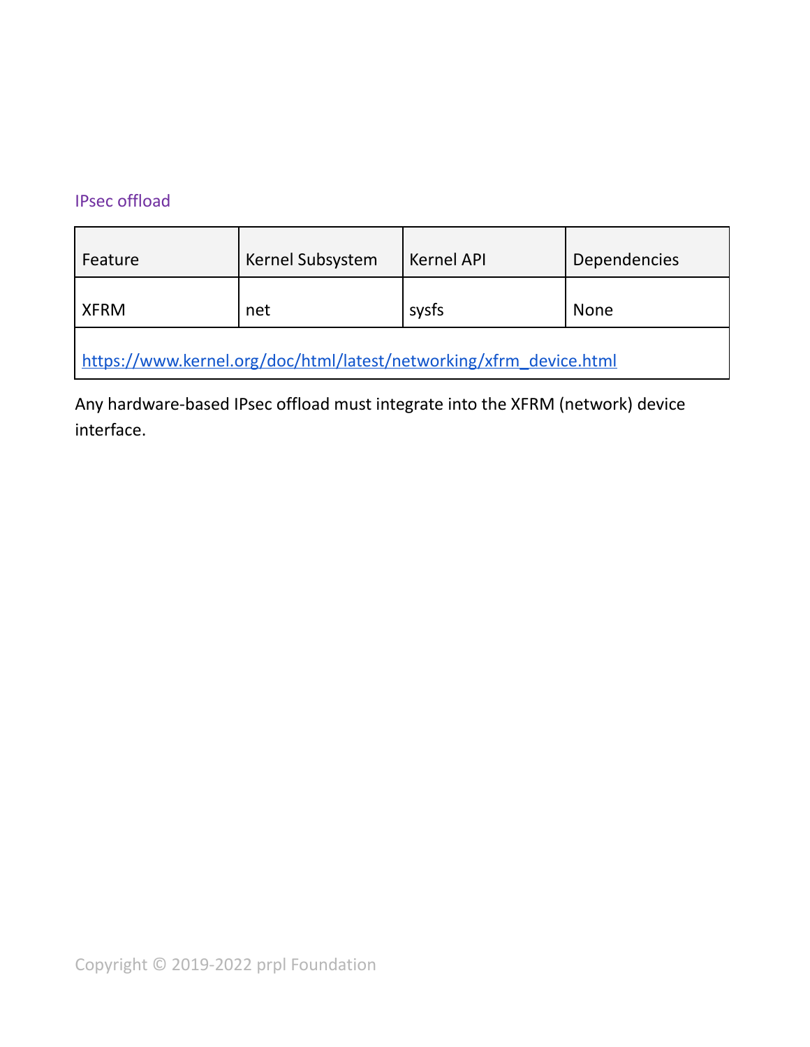### IPsec offload

| Feature | Kernel Subsystem | Kernel API | Dependencies |
| --- | --- | --- | --- |
| XFRM | net | sysfs | None |
| https://www.kernel.org/doc/html/latest/networking/xfrm_device.html | | | |

Any hardware-based IPsec offload must integrate into the XFRM (network) device interface.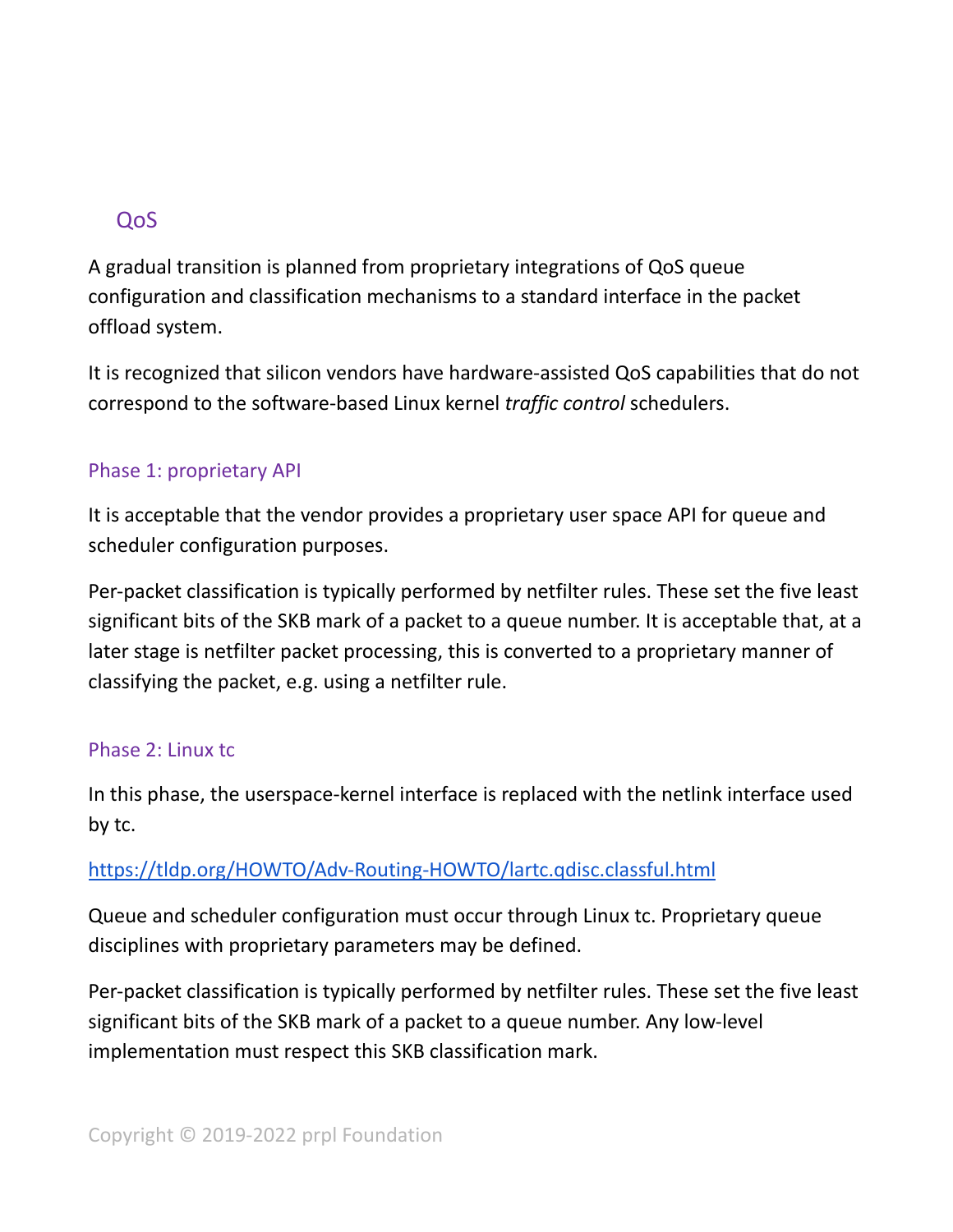## QoS

A gradual transition is planned from proprietary integrations of QoS queue configuration and classification mechanisms to a standard interface in the packet offload system.

It is recognized that silicon vendors have hardware-assisted QoS capabilities that do not correspond to the software-based Linux kernel *traffic control* schedulers.

### Phase 1: proprietary API

It is acceptable that the vendor provides a proprietary user space API for queue and scheduler configuration purposes.

Per-packet classification is typically performed by netfilter rules. These set the five least significant bits of the SKB mark of a packet to a queue number. It is acceptable that, at a later stage is netfilter packet processing, this is converted to a proprietary manner of classifying the packet, e.g. using a netfilter rule.

### Phase 2: Linux tc

In this phase, the userspace-kernel interface is replaced with the netlink interface used by tc.

https://tldp.org/HOWTO/Adv-Routing-HOWTO/lartc.qdisc.classful.html

Queue and scheduler configuration must occur through Linux tc. Proprietary queue disciplines with proprietary parameters may be defined.

Per-packet classification is typically performed by netfilter rules. These set the five least significant bits of the SKB mark of a packet to a queue number. Any low-level implementation must respect this SKB classification mark.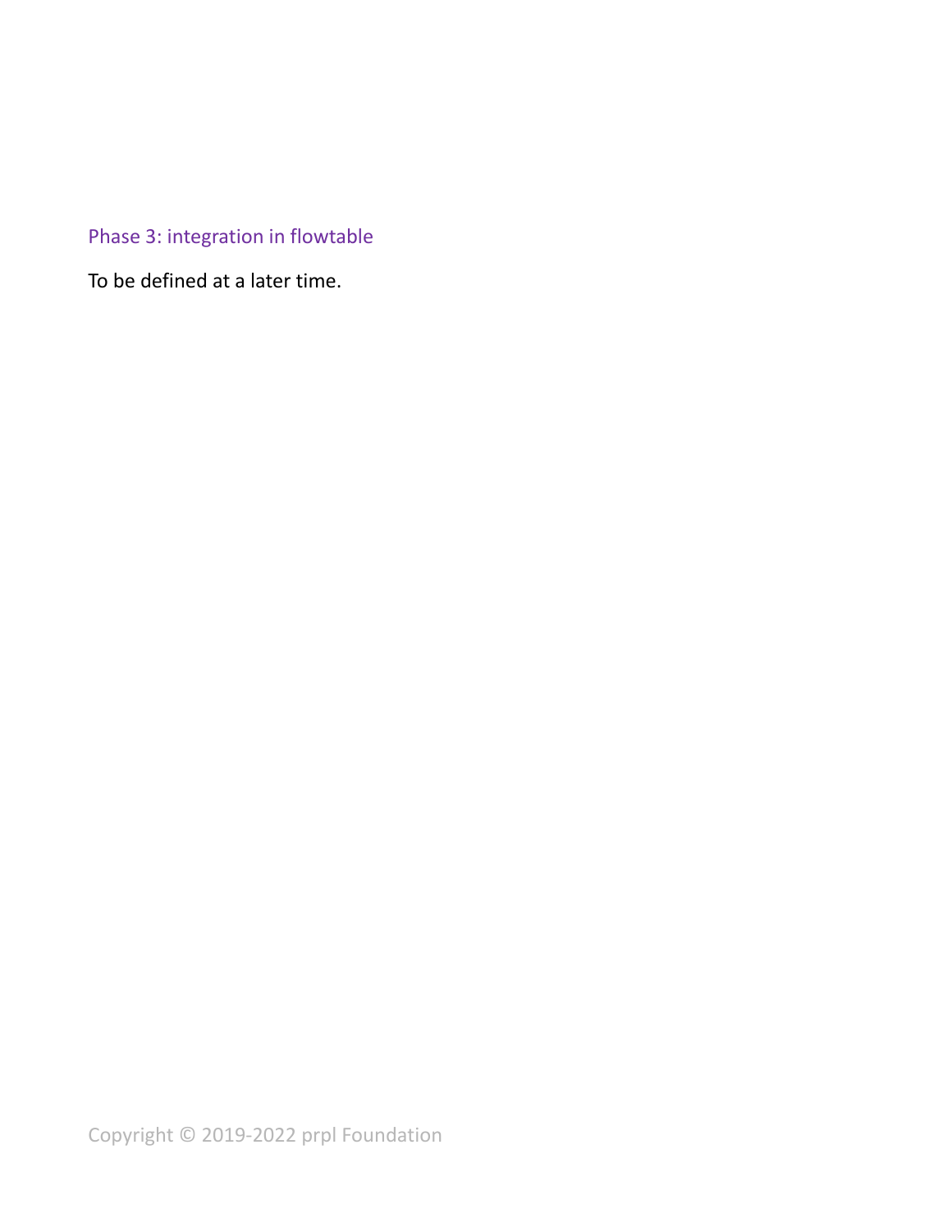### Phase 3: integration in flowtable

To be defined at a later time.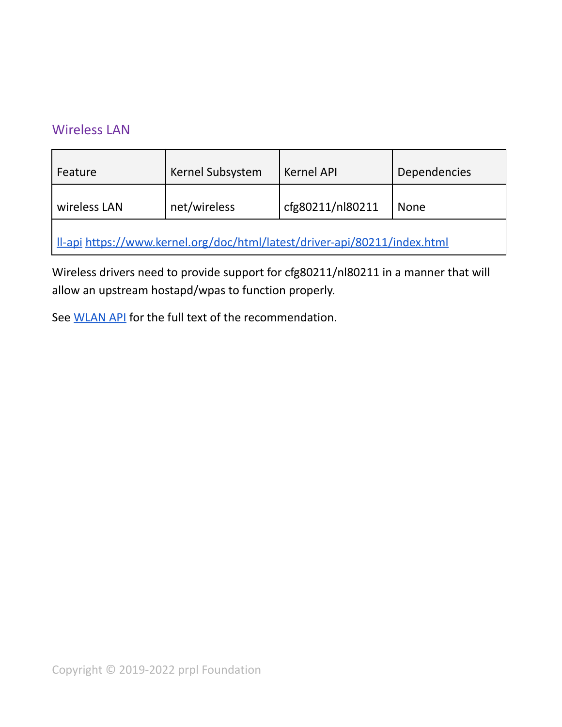## Wireless LAN

| Feature | Kernel Subsystem | Kernel API | Dependencies |
| --- | --- | --- | --- |
| wireless LAN | net/wireless | cfg80211/nl80211 | None |
| ll-api https://www.kernel.org/doc/html/latest/driver-api/80211/index.html | | | |

Wireless drivers need to provide support for cfg80211/nl80211 in a manner that will allow an upstream hostapd/wpas to function properly.

See WLAN API for the full text of the recommendation.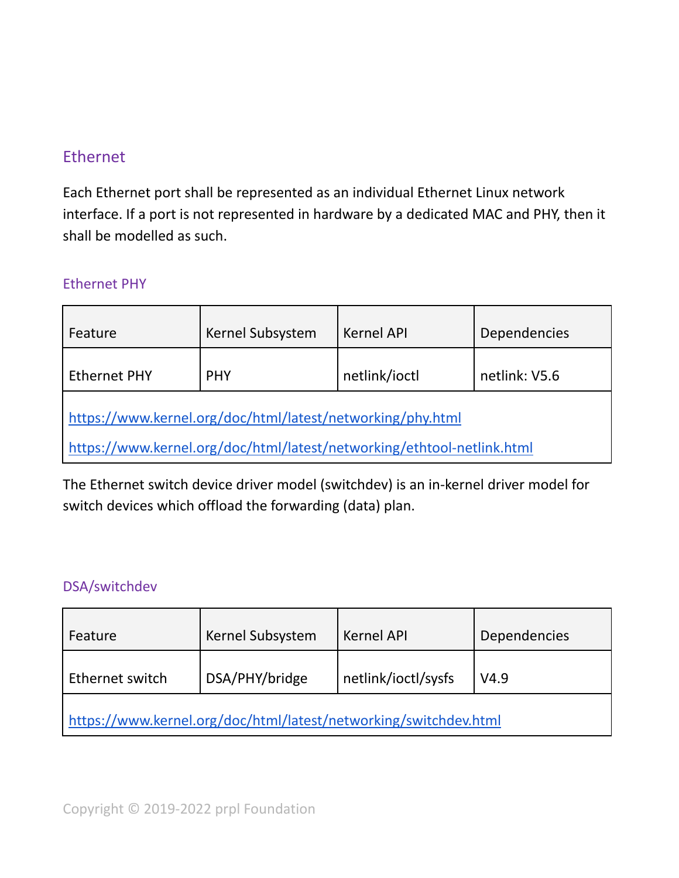## Ethernet

Each Ethernet port shall be represented as an individual Ethernet Linux network interface. If a port is not represented in hardware by a dedicated MAC and PHY, then it shall be modelled as such.

### Ethernet PHY

| Feature | Kernel Subsystem | Kernel API | Dependencies |
| --- | --- | --- | --- |
| Ethernet PHY | PHY | netlink/ioctl | netlink: V5.6 |
| https://www.kernel.org/doc/html/latest/networking/phy.html<br>https://www.kernel.org/doc/html/latest/networking/ethtool-netlink.html | | | |

The Ethernet switch device driver model (switchdev) is an in-kernel driver model for switch devices which offload the forwarding (data) plan.

### DSA/switchdev

| Feature | Kernel Subsystem | Kernel API | Dependencies |
| --- | --- | --- | --- |
| Ethernet switch | DSA/PHY/bridge | netlink/ioctl/sysfs | V4.9 |
| https://www.kernel.org/doc/html/latest/networking/switchdev.html | | | |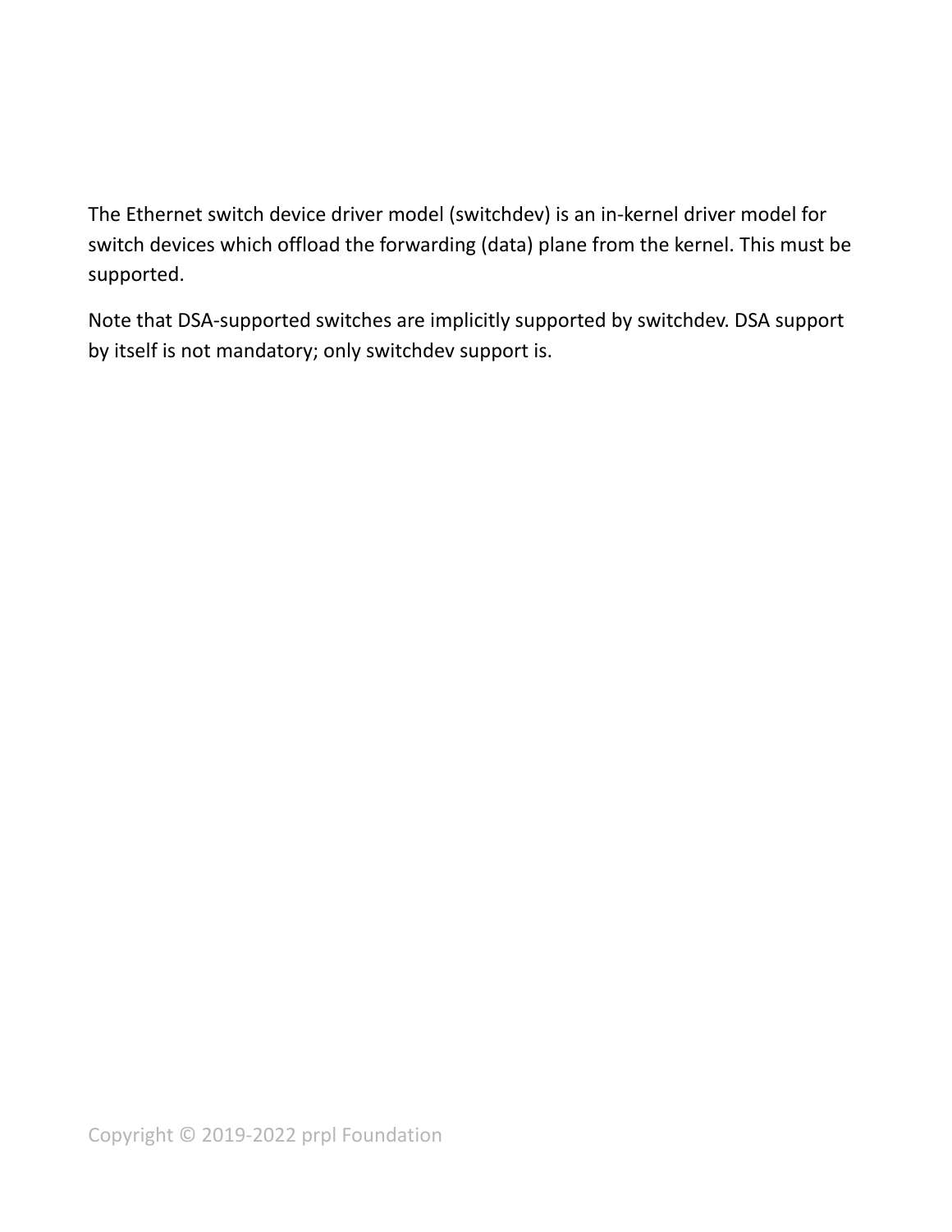The Ethernet switch device driver model (switchdev) is an in-kernel driver model for switch devices which offload the forwarding (data) plane from the kernel. This must be supported.

Note that DSA-supported switches are implicitly supported by switchdev. DSA support by itself is not mandatory; only switchdev support is.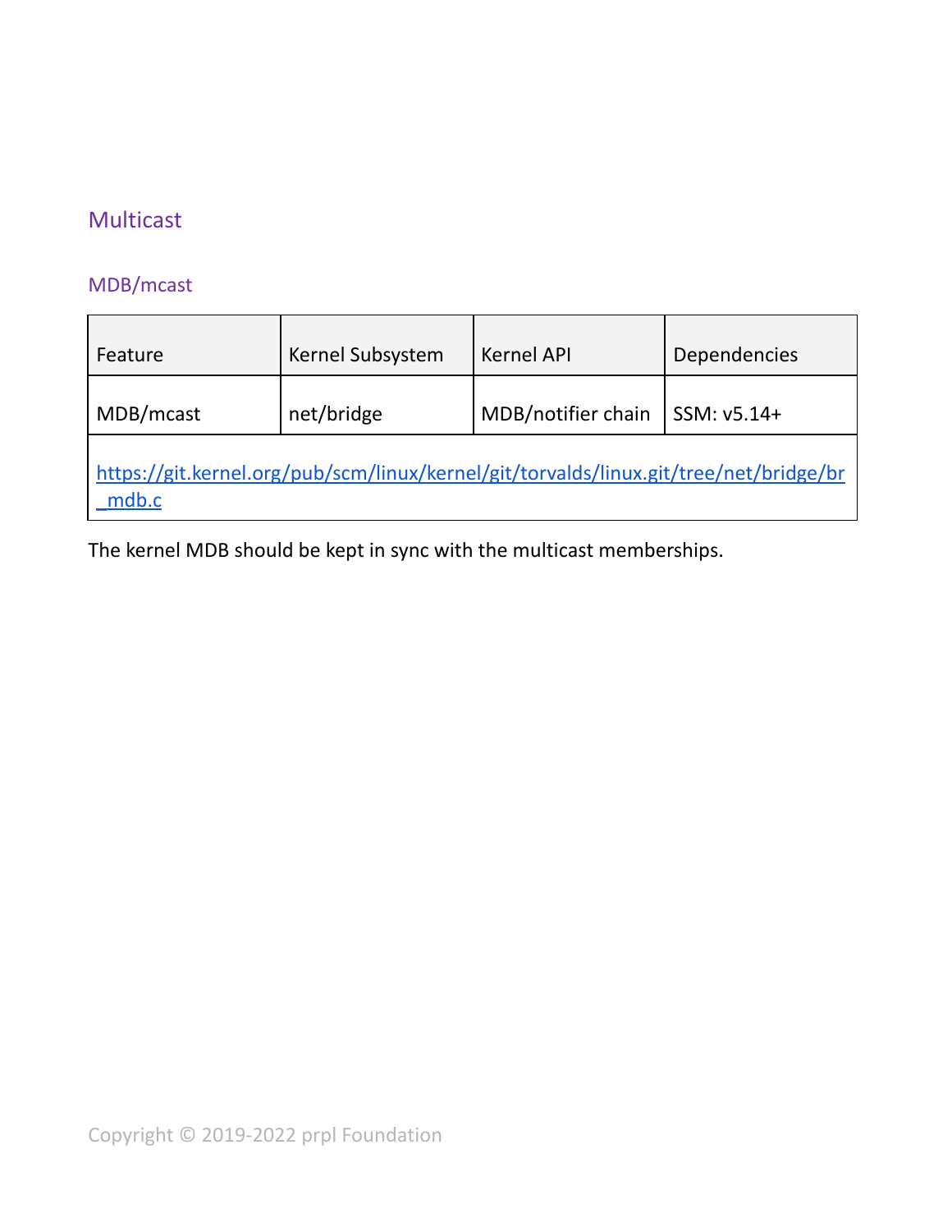## Multicast

### MDB/mcast

| Feature | Kernel Subsystem | Kernel API | Dependencies |
|---|---|---|---|
| MDB/mcast | net/bridge | MDB/notifier chain | SSM: v5.14+ |
| https://git.kernel.org/pub/scm/linux/kernel/git/torvalds/linux.git/tree/net/bridge/br_mdb.c | | | |

The kernel MDB should be kept in sync with the multicast memberships.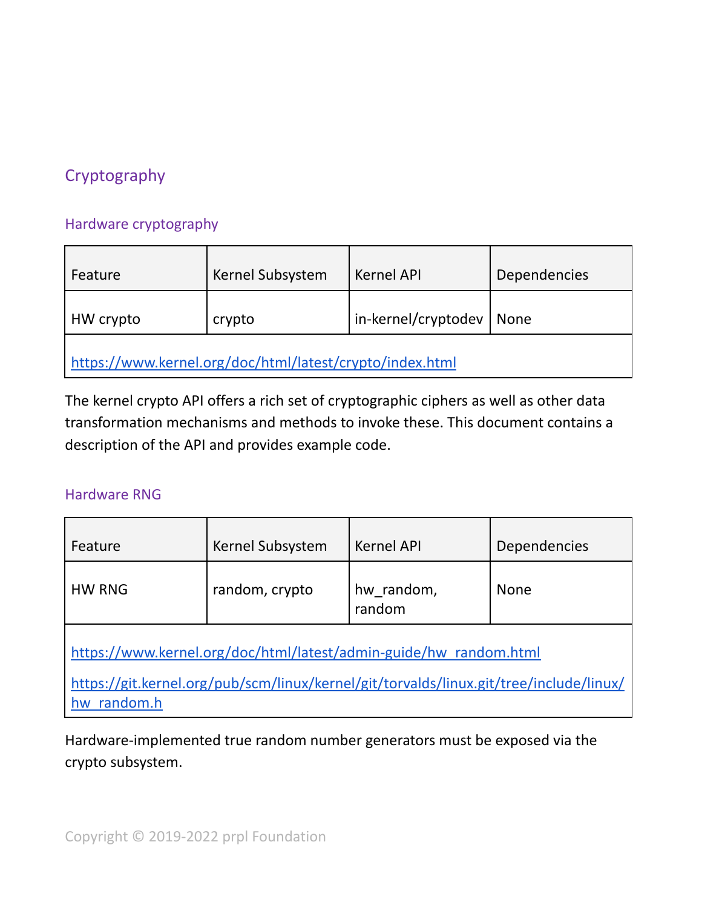## Cryptography

### Hardware cryptography

| Feature | Kernel Subsystem | Kernel API | Dependencies |
|---|---|---|---|
| HW crypto | crypto | in-kernel/cryptodev | None |
| https://www.kernel.org/doc/html/latest/crypto/index.html | | | |

The kernel crypto API offers a rich set of cryptographic ciphers as well as other data transformation mechanisms and methods to invoke these. This document contains a description of the API and provides example code.

### Hardware RNG

| Feature | Kernel Subsystem | Kernel API | Dependencies |
|---|---|---|---|
| HW RNG | random, crypto | hw_random, random | None |
| https://www.kernel.org/doc/html/latest/admin-guide/hw_random.html https://git.kernel.org/pub/scm/linux/kernel/git/torvalds/linux.git/tree/include/linux/hw_random.h | | | |

Hardware-implemented true random number generators must be exposed via the crypto subsystem.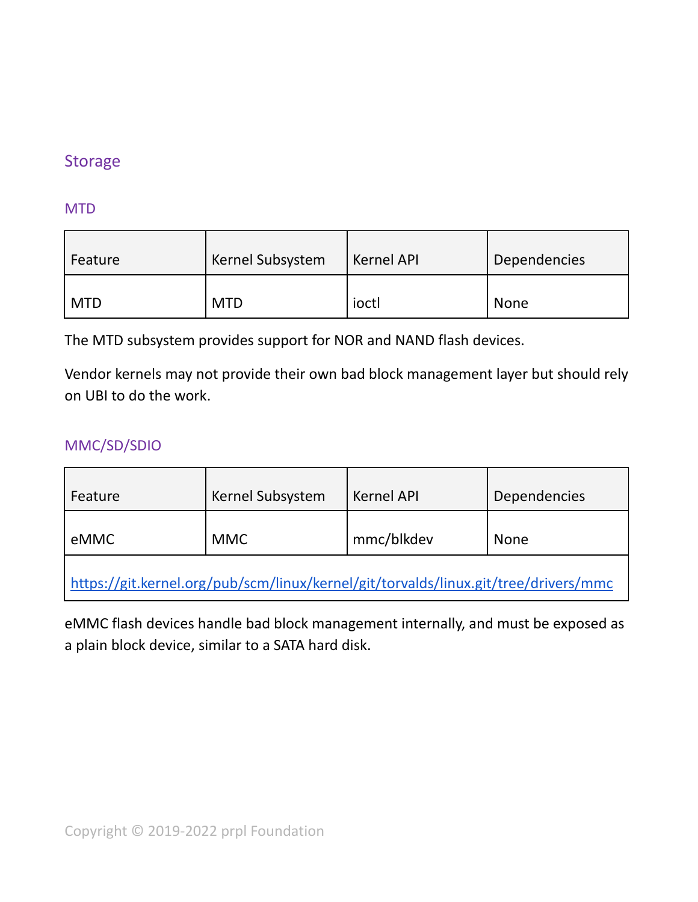## Storage

### MTD

| Feature | Kernel Subsystem | Kernel API | Dependencies |
|---|---|---|---|
| MTD | MTD | ioctl | None |

The MTD subsystem provides support for NOR and NAND flash devices.

Vendor kernels may not provide their own bad block management layer but should rely on UBI to do the work.

### MMC/SD/SDIO

| Feature | Kernel Subsystem | Kernel API | Dependencies |
|---|---|---|---|
| eMMC | MMC | mmc/blkdev | None |
| https://git.kernel.org/pub/scm/linux/kernel/git/torvalds/linux.git/tree/drivers/mmc | | | |

eMMC flash devices handle bad block management internally, and must be exposed as a plain block device, similar to a SATA hard disk.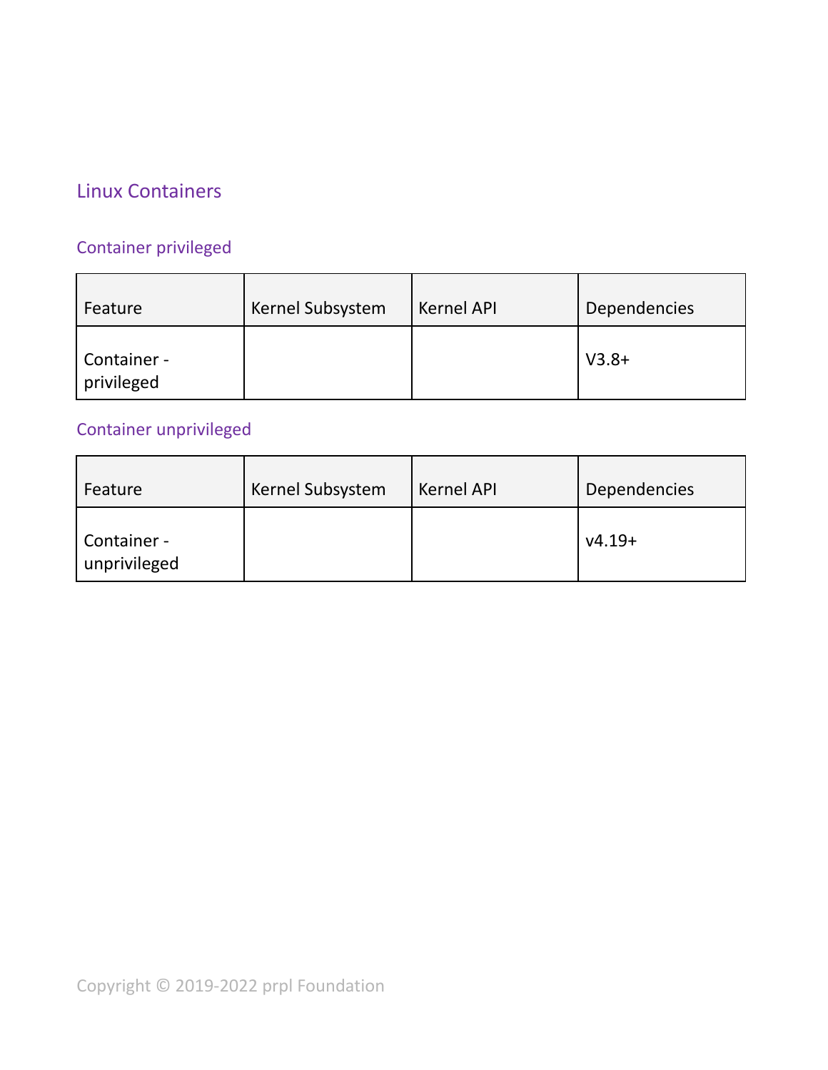## Linux Containers

### Container privileged

| Feature | Kernel Subsystem | Kernel API | Dependencies |
|---|---|---|---|
| Container - privileged | | | V3.8+ |

### Container unprivileged

| Feature | Kernel Subsystem | Kernel API | Dependencies |
|---|---|---|---|
| Container - unprivileged | | | v4.19+ |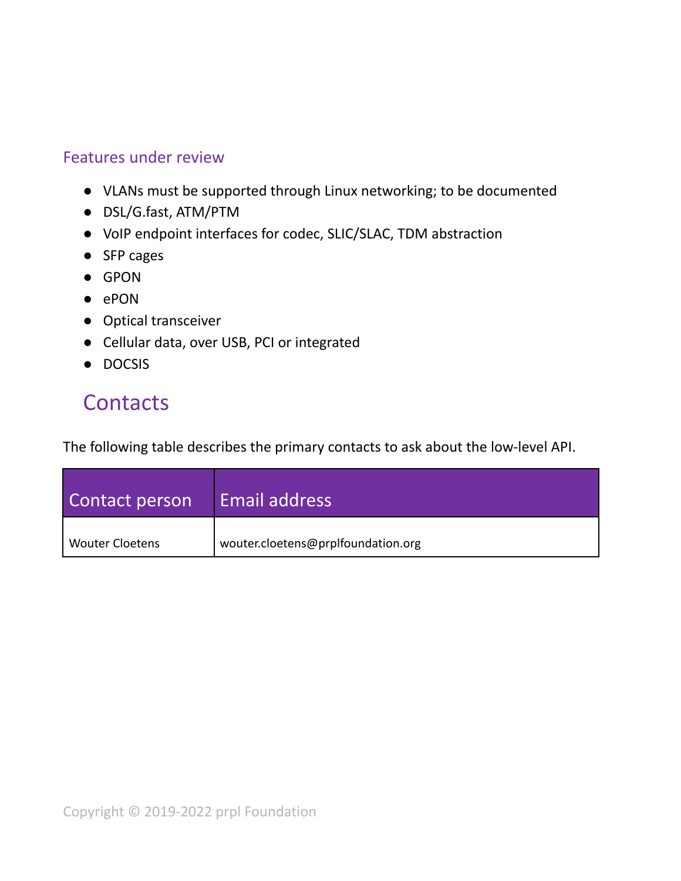### Features under review

- VLANs must be supported through Linux networking; to be documented
- DSL/G.fast, ATM/PTM
- VoIP endpoint interfaces for codec, SLIC/SLAC, TDM abstraction
- SFP cages
- GPON
- ePON
- Optical transceiver
- Cellular data, over USB, PCI or integrated
- DOCSIS

## Contacts

The following table describes the primary contacts to ask about the low-level API.

| Contact person | Email address |
|---|---|
| Wouter Cloetens | wouter.cloetens@prplfoundation.org |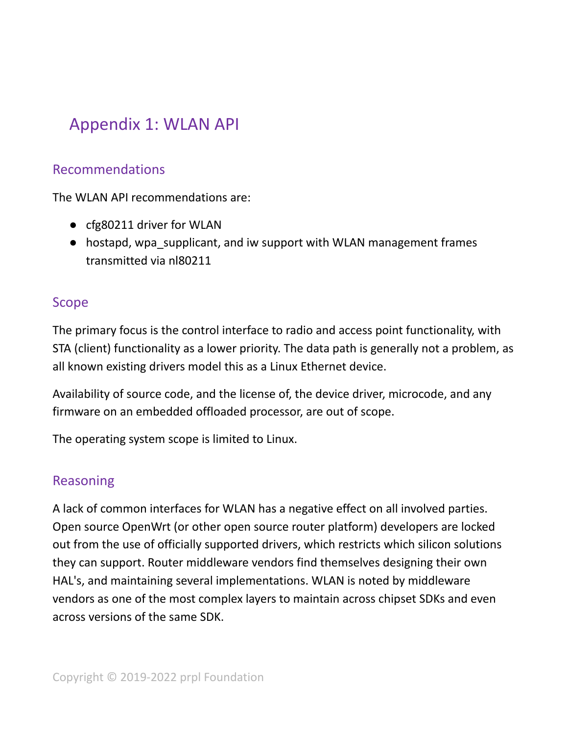# Appendix 1: WLAN API

## Recommendations

The WLAN API recommendations are:

- cfg80211 driver for WLAN
- hostapd, wpa_supplicant, and iw support with WLAN management frames transmitted via nl80211

## Scope

The primary focus is the control interface to radio and access point functionality, with STA (client) functionality as a lower priority. The data path is generally not a problem, as all known existing drivers model this as a Linux Ethernet device.

Availability of source code, and the license of, the device driver, microcode, and any firmware on an embedded offloaded processor, are out of scope.

The operating system scope is limited to Linux.

## Reasoning

A lack of common interfaces for WLAN has a negative effect on all involved parties. Open source OpenWrt (or other open source router platform) developers are locked out from the use of officially supported drivers, which restricts which silicon solutions they can support. Router middleware vendors find themselves designing their own HAL's, and maintaining several implementations. WLAN is noted by middleware vendors as one of the most complex layers to maintain across chipset SDKs and even across versions of the same SDK.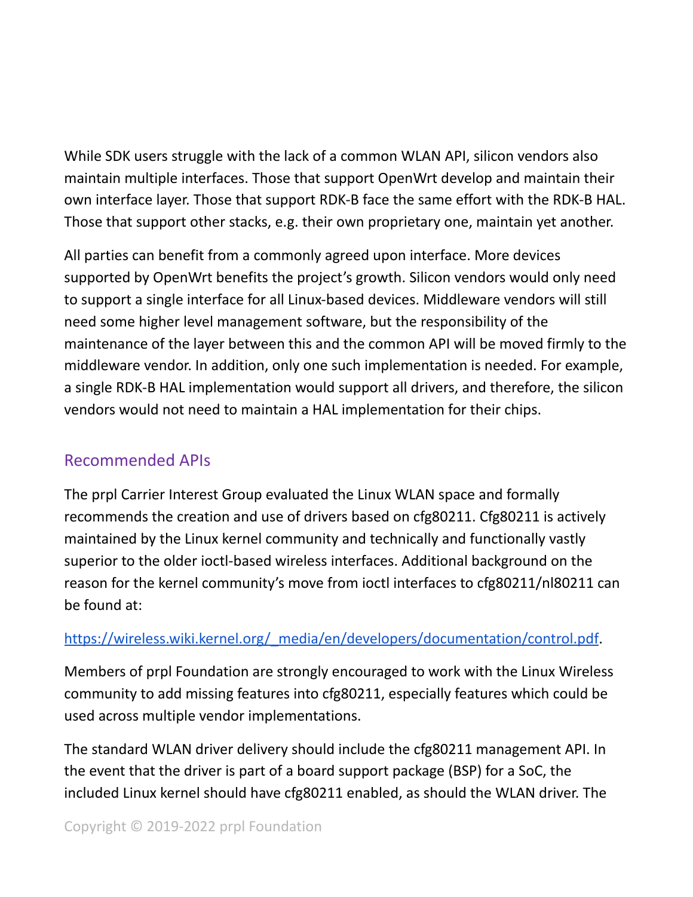While SDK users struggle with the lack of a common WLAN API, silicon vendors also maintain multiple interfaces. Those that support OpenWrt develop and maintain their own interface layer. Those that support RDK-B face the same effort with the RDK-B HAL. Those that support other stacks, e.g. their own proprietary one, maintain yet another.

All parties can benefit from a commonly agreed upon interface. More devices supported by OpenWrt benefits the project's growth. Silicon vendors would only need to support a single interface for all Linux-based devices. Middleware vendors will still need some higher level management software, but the responsibility of the maintenance of the layer between this and the common API will be moved firmly to the middleware vendor. In addition, only one such implementation is needed. For example, a single RDK-B HAL implementation would support all drivers, and therefore, the silicon vendors would not need to maintain a HAL implementation for their chips.

## Recommended APIs

The prpl Carrier Interest Group evaluated the Linux WLAN space and formally recommends the creation and use of drivers based on cfg80211. Cfg80211 is actively maintained by the Linux kernel community and technically and functionally vastly superior to the older ioctl-based wireless interfaces. Additional background on the reason for the kernel community's move from ioctl interfaces to cfg80211/nl80211 can be found at:

https://wireless.wiki.kernel.org/_media/en/developers/documentation/control.pdf.

Members of prpl Foundation are strongly encouraged to work with the Linux Wireless community to add missing features into cfg80211, especially features which could be used across multiple vendor implementations.

The standard WLAN driver delivery should include the cfg80211 management API. In the event that the driver is part of a board support package (BSP) for a SoC, the included Linux kernel should have cfg80211 enabled, as should the WLAN driver. The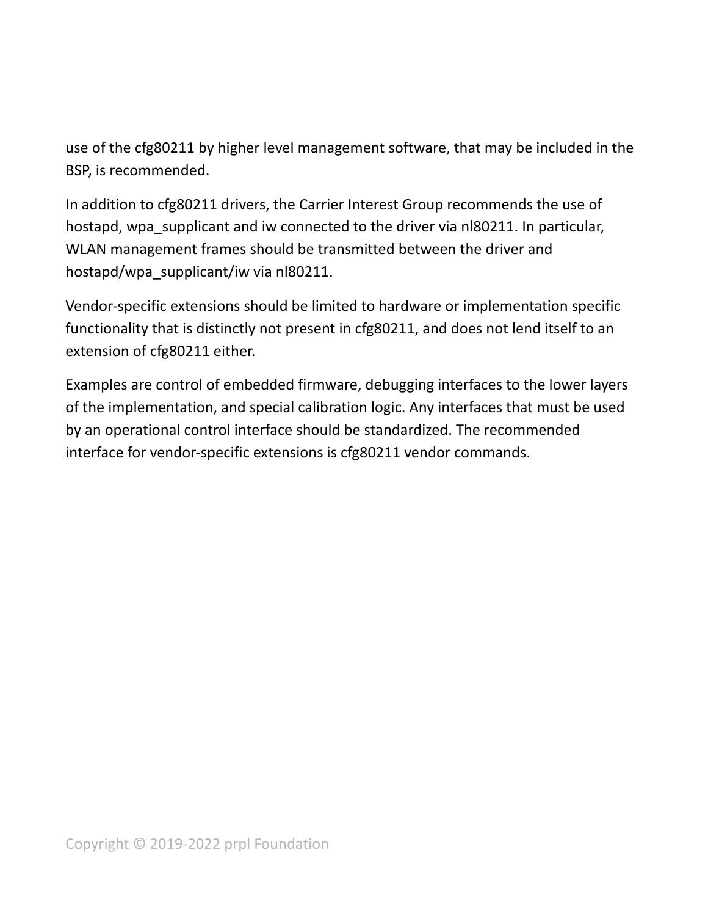use of the cfg80211 by higher level management software, that may be included in the BSP, is recommended.

In addition to cfg80211 drivers, the Carrier Interest Group recommends the use of hostapd, wpa_supplicant and iw connected to the driver via nl80211. In particular, WLAN management frames should be transmitted between the driver and hostapd/wpa_supplicant/iw via nl80211.

Vendor-specific extensions should be limited to hardware or implementation specific functionality that is distinctly not present in cfg80211, and does not lend itself to an extension of cfg80211 either.

Examples are control of embedded firmware, debugging interfaces to the lower layers of the implementation, and special calibration logic. Any interfaces that must be used by an operational control interface should be standardized. The recommended interface for vendor-specific extensions is cfg80211 vendor commands.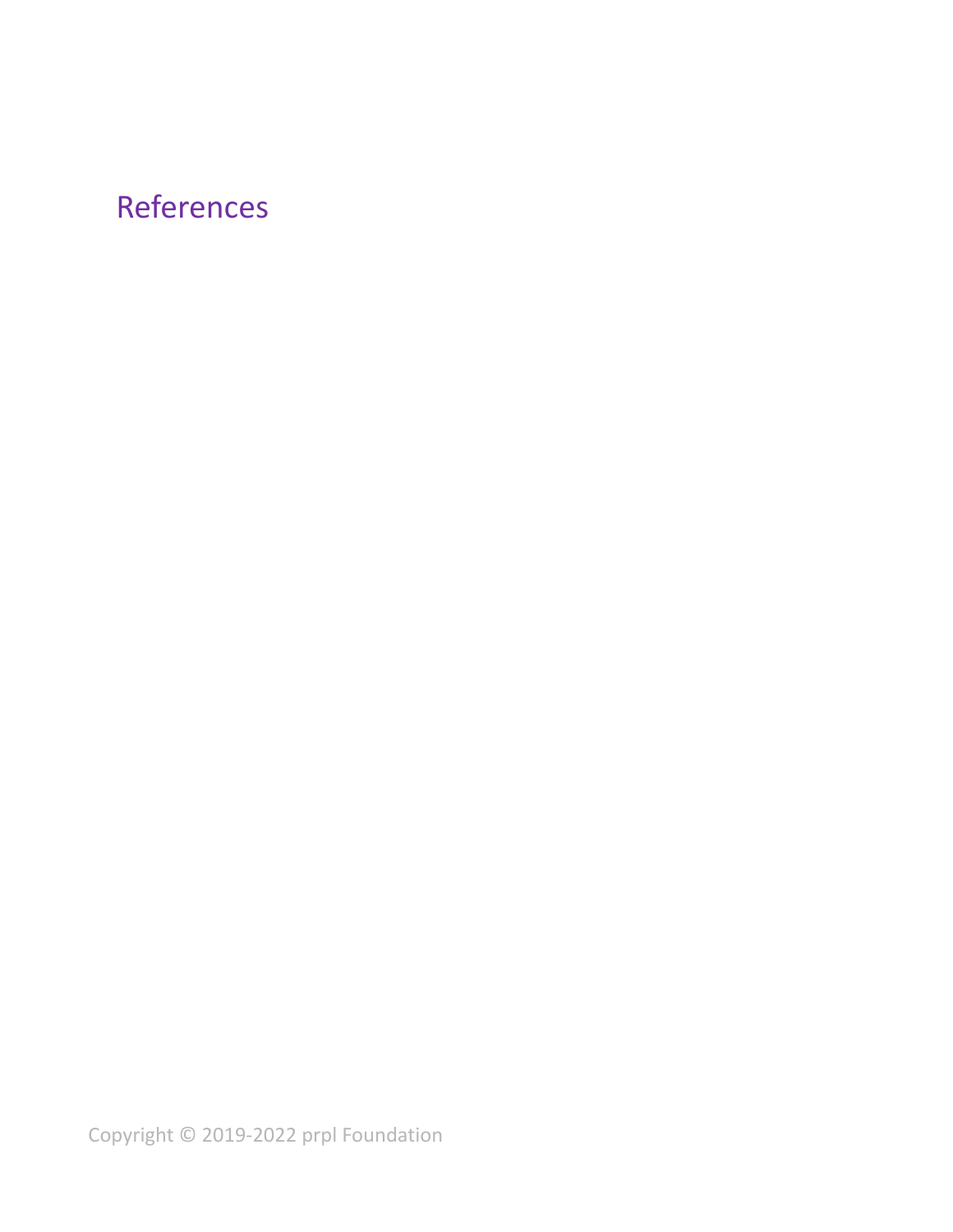# References